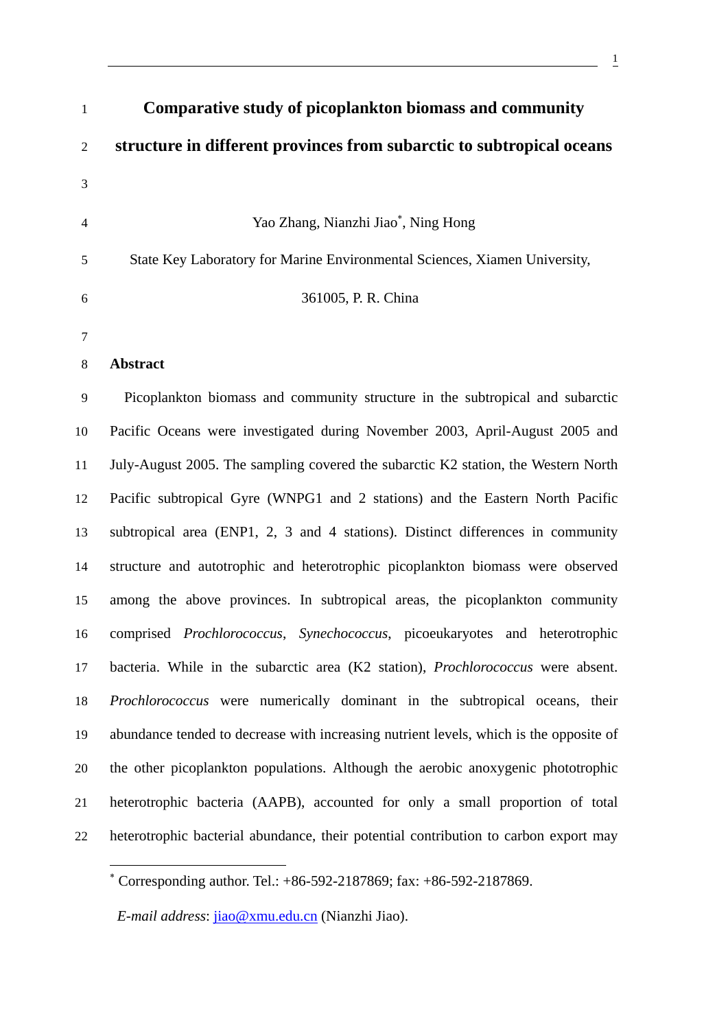# Comparative study of picoplankton biomass and community structure in different provinces from subarctic to subtropical oceans

Yao Zhang, Nianzhi Jiao*, Ning Hong

State Key Laboratory for Marine Environmental Sciences, Xiamen University, 361005, P. R. China

## Abstract

Picoplankton biomass and community structure in the subtropical and subarctic Pacific Oceans were investigated during November 2003, April-August 2005 and July-August 2005. The sampling covered the subarctic K2 station, the Western North Pacific subtropical Gyre (WNPG1 and 2 stations) and the Eastern North Pacific subtropical area (ENP1, 2, 3 and 4 stations). Distinct differences in community structure and autotrophic and heterotrophic picoplankton biomass were observed among the above provinces. In subtropical areas, the picoplankton community comprised *Prochlorococcus*, *Synechococcus*, picoeukaryotes and heterotrophic bacteria. While in the subarctic area (K2 station), *Prochlorococcus* were absent. *Prochlorococcus* were numerically dominant in the subtropical oceans, their abundance tended to decrease with increasing nutrient levels, which is the opposite of the other picoplankton populations. Although the aerobic anoxygenic phototrophic heterotrophic bacteria (AAPB), accounted for only a small proportion of total heterotrophic bacterial abundance, their potential contribution to carbon export may

---

* Corresponding author. Tel.: +86-592-2187869; fax: +86-592-2187869.

*E-mail address*: jiao@xmu.edu.cn (Nianzhi Jiao).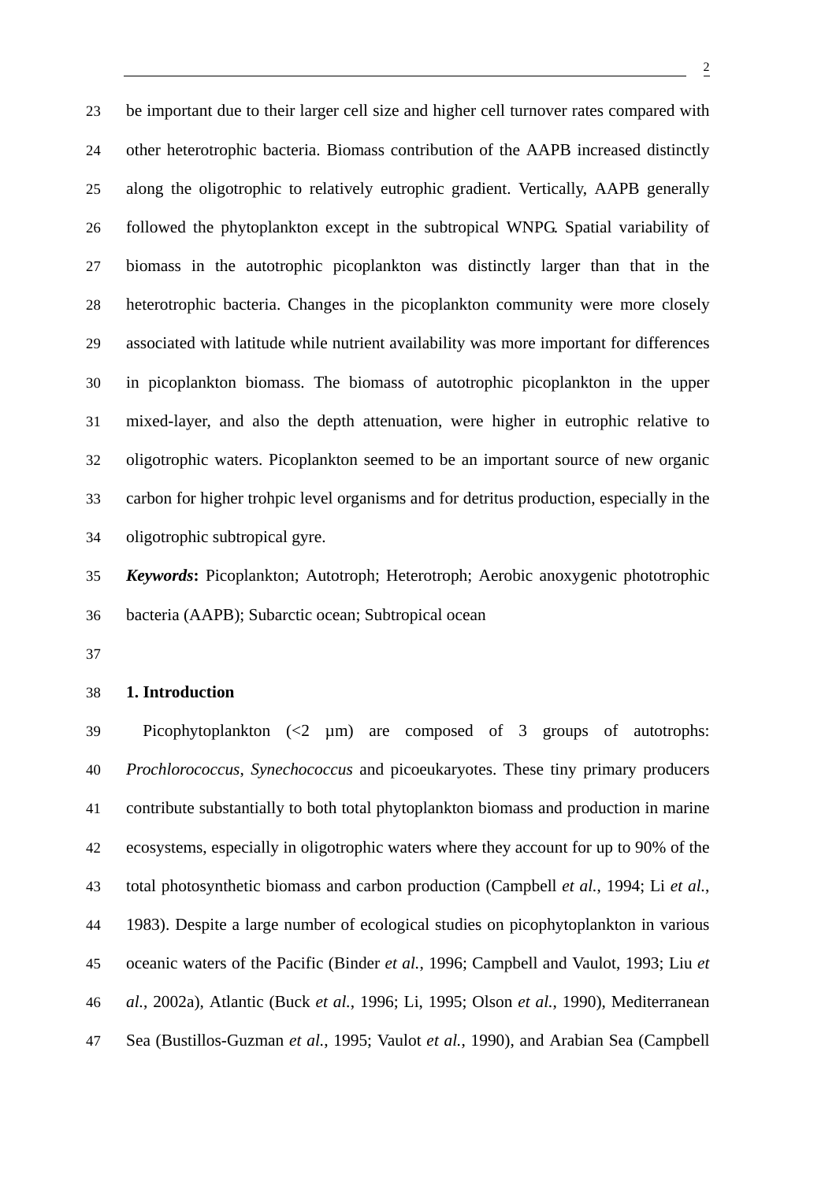be important due to their larger cell size and higher cell turnover rates compared with other heterotrophic bacteria. Biomass contribution of the AAPB increased distinctly along the oligotrophic to relatively eutrophic gradient. Vertically, AAPB generally followed the phytoplankton except in the subtropical WNPG. Spatial variability of biomass in the autotrophic picoplankton was distinctly larger than that in the heterotrophic bacteria. Changes in the picoplankton community were more closely associated with latitude while nutrient availability was more important for differences in picoplankton biomass. The biomass of autotrophic picoplankton in the upper mixed-layer, and also the depth attenuation, were higher in eutrophic relative to oligotrophic waters. Picoplankton seemed to be an important source of new organic carbon for higher trohpic level organisms and for detritus production, especially in the oligotrophic subtropical gyre.

***Keywords*:** Picoplankton; Autotroph; Heterotroph; Aerobic anoxygenic phototrophic bacteria (AAPB); Subarctic ocean; Subtropical ocean

## 1. Introduction

Picophytoplankton (<2 μm) are composed of 3 groups of autotrophs: *Prochlorococcus*, *Synechococcus* and picoeukaryotes. These tiny primary producers contribute substantially to both total phytoplankton biomass and production in marine ecosystems, especially in oligotrophic waters where they account for up to 90% of the total photosynthetic biomass and carbon production (Campbell *et al.*, 1994; Li *et al.*, 1983). Despite a large number of ecological studies on picophytoplankton in various oceanic waters of the Pacific (Binder *et al.*, 1996; Campbell and Vaulot, 1993; Liu *et al.*, 2002a), Atlantic (Buck *et al.*, 1996; Li, 1995; Olson *et al.*, 1990), Mediterranean Sea (Bustillos-Guzman *et al.*, 1995; Vaulot *et al.*, 1990), and Arabian Sea (Campbell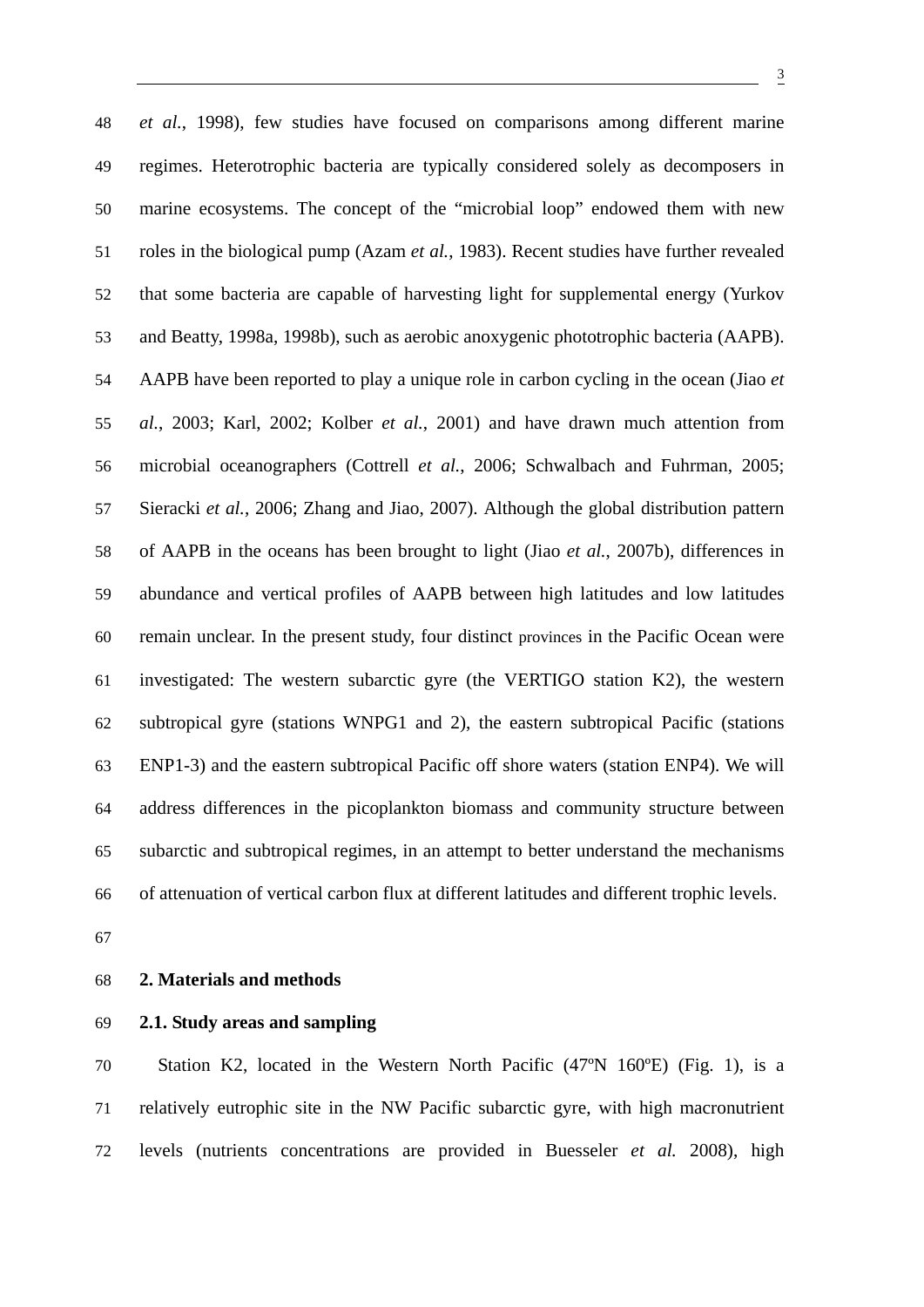*et al.*, 1998), few studies have focused on comparisons among different marine regimes. Heterotrophic bacteria are typically considered solely as decomposers in marine ecosystems. The concept of the “microbial loop” endowed them with new roles in the biological pump (Azam *et al.*, 1983). Recent studies have further revealed that some bacteria are capable of harvesting light for supplemental energy (Yurkov and Beatty, 1998a, 1998b), such as aerobic anoxygenic phototrophic bacteria (AAPB). AAPB have been reported to play a unique role in carbon cycling in the ocean (Jiao *et al.*, 2003; Karl, 2002; Kolber *et al.*, 2001) and have drawn much attention from microbial oceanographers (Cottrell *et al.*, 2006; Schwalbach and Fuhrman, 2005; Sieracki *et al.*, 2006; Zhang and Jiao, 2007). Although the global distribution pattern of AAPB in the oceans has been brought to light (Jiao *et al.*, 2007b), differences in abundance and vertical profiles of AAPB between high latitudes and low latitudes remain unclear. In the present study, four distinct provinces in the Pacific Ocean were investigated: The western subarctic gyre (the VERTIGO station K2), the western subtropical gyre (stations WNPG1 and 2), the eastern subtropical Pacific (stations ENP1-3) and the eastern subtropical Pacific off shore waters (station ENP4). We will address differences in the picoplankton biomass and community structure between subarctic and subtropical regimes, in an attempt to better understand the mechanisms of attenuation of vertical carbon flux at different latitudes and different trophic levels.

## 2. Materials and methods

### 2.1. Study areas and sampling

Station K2, located in the Western North Pacific (47ºN 160ºE) (Fig. 1), is a relatively eutrophic site in the NW Pacific subarctic gyre, with high macronutrient levels (nutrients concentrations are provided in Buesseler *et al.* 2008), high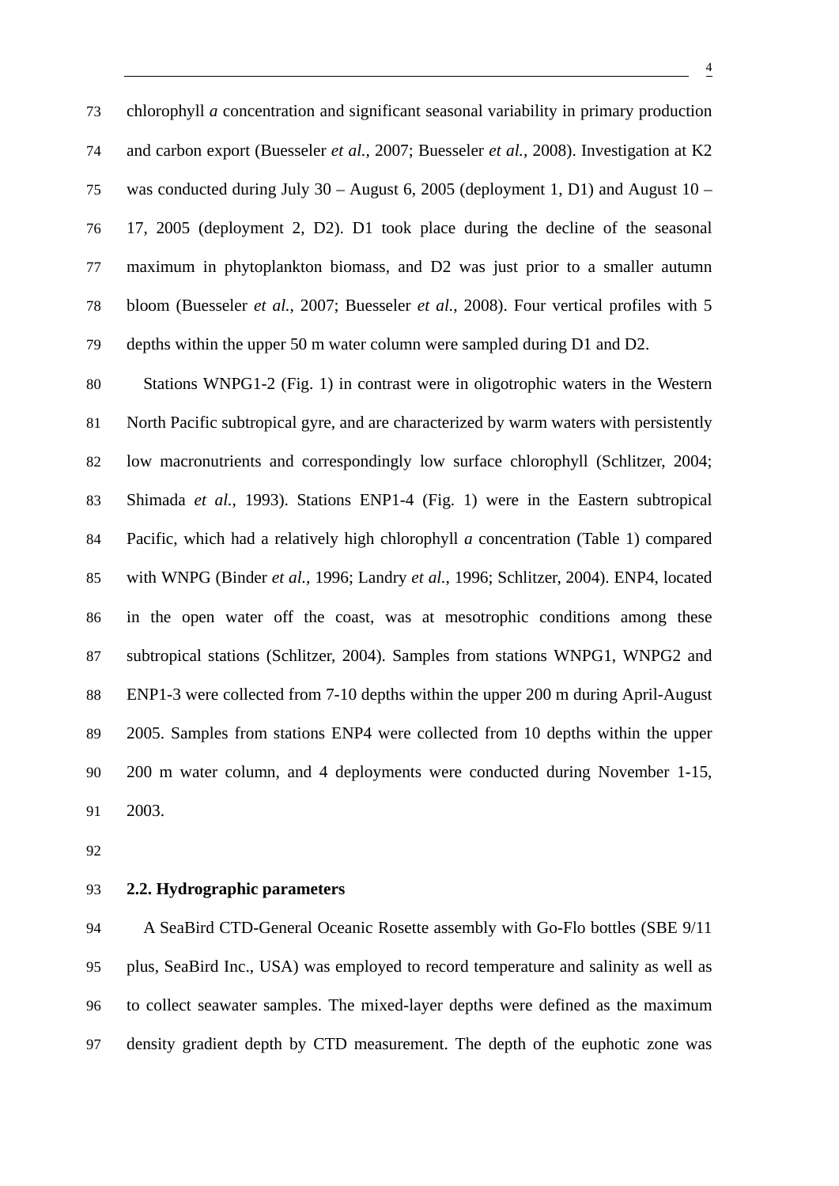chlorophyll *a* concentration and significant seasonal variability in primary production and carbon export (Buesseler *et al.*, 2007; Buesseler *et al.*, 2008). Investigation at K2 was conducted during July 30 – August 6, 2005 (deployment 1, D1) and August 10 – 17, 2005 (deployment 2, D2). D1 took place during the decline of the seasonal maximum in phytoplankton biomass, and D2 was just prior to a smaller autumn bloom (Buesseler *et al.*, 2007; Buesseler *et al.*, 2008). Four vertical profiles with 5 depths within the upper 50 m water column were sampled during D1 and D2.

Stations WNPG1-2 (Fig. 1) in contrast were in oligotrophic waters in the Western North Pacific subtropical gyre, and are characterized by warm waters with persistently low macronutrients and correspondingly low surface chlorophyll (Schlitzer, 2004; Shimada *et al.*, 1993). Stations ENP1-4 (Fig. 1) were in the Eastern subtropical Pacific, which had a relatively high chlorophyll *a* concentration (Table 1) compared with WNPG (Binder *et al.*, 1996; Landry *et al.*, 1996; Schlitzer, 2004). ENP4, located in the open water off the coast, was at mesotrophic conditions among these subtropical stations (Schlitzer, 2004). Samples from stations WNPG1, WNPG2 and ENP1-3 were collected from 7-10 depths within the upper 200 m during April-August 2005. Samples from stations ENP4 were collected from 10 depths within the upper 200 m water column, and 4 deployments were conducted during November 1-15, 2003.

## 2.2. Hydrographic parameters

A SeaBird CTD-General Oceanic Rosette assembly with Go-Flo bottles (SBE 9/11 plus, SeaBird Inc., USA) was employed to record temperature and salinity as well as to collect seawater samples. The mixed-layer depths were defined as the maximum density gradient depth by CTD measurement. The depth of the euphotic zone was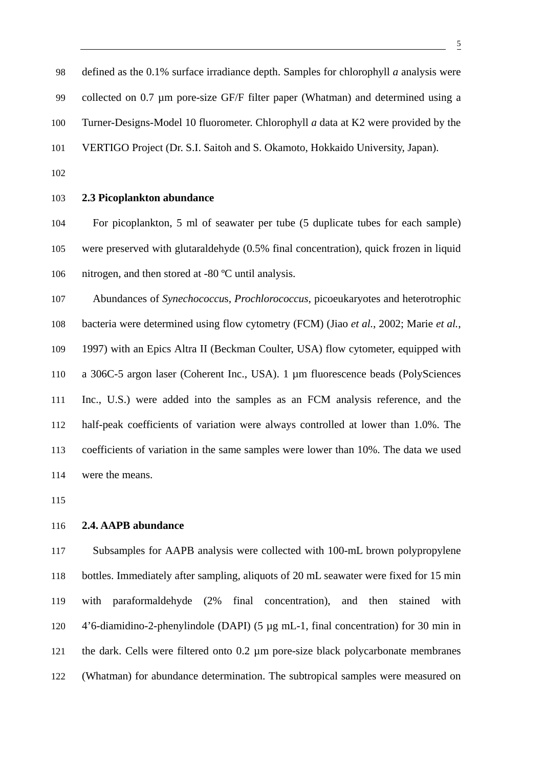defined as the 0.1% surface irradiance depth. Samples for chlorophyll *a* analysis were collected on 0.7 μm pore-size GF/F filter paper (Whatman) and determined using a Turner-Designs-Model 10 fluorometer. Chlorophyll *a* data at K2 were provided by the VERTIGO Project (Dr. S.I. Saitoh and S. Okamoto, Hokkaido University, Japan).

### 2.3 Picoplankton abundance

For picoplankton, 5 ml of seawater per tube (5 duplicate tubes for each sample) were preserved with glutaraldehyde (0.5% final concentration), quick frozen in liquid nitrogen, and then stored at -80 ºC until analysis.

Abundances of *Synechococcu*s, *Prochlorococcus*, picoeukaryotes and heterotrophic bacteria were determined using flow cytometry (FCM) (Jiao *et al.*, 2002; Marie *et al.*, 1997) with an Epics Altra II (Beckman Coulter, USA) flow cytometer, equipped with a 306C-5 argon laser (Coherent Inc., USA). 1 μm fluorescence beads (PolySciences Inc., U.S.) were added into the samples as an FCM analysis reference, and the half-peak coefficients of variation were always controlled at lower than 1.0%. The coefficients of variation in the same samples were lower than 10%. The data we used were the means.

### 2.4. AAPB abundance

Subsamples for AAPB analysis were collected with 100-mL brown polypropylene bottles. Immediately after sampling, aliquots of 20 mL seawater were fixed for 15 min with paraformaldehyde (2% final concentration), and then stained with 4'6-diamidino-2-phenylindole (DAPI) (5 μg mL-1, final concentration) for 30 min in the dark. Cells were filtered onto 0.2 μm pore-size black polycarbonate membranes (Whatman) for abundance determination. The subtropical samples were measured on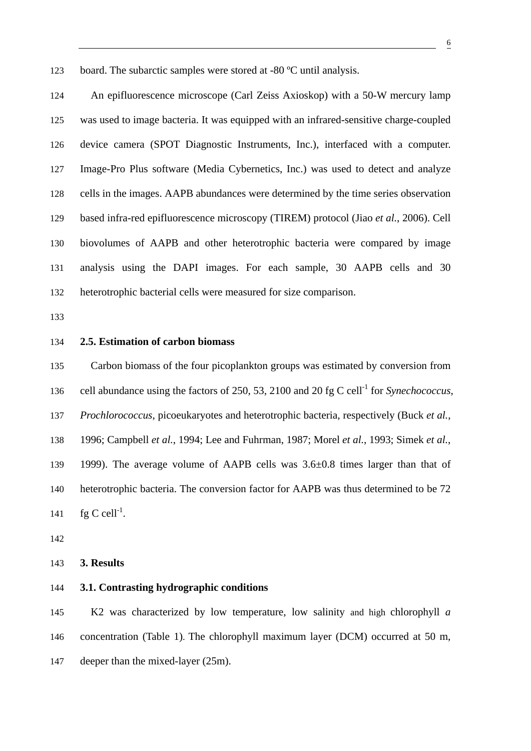board. The subarctic samples were stored at -80 ºC until analysis.

An epifluorescence microscope (Carl Zeiss Axioskop) with a 50-W mercury lamp was used to image bacteria. It was equipped with an infrared-sensitive charge-coupled device camera (SPOT Diagnostic Instruments, Inc.), interfaced with a computer. Image-Pro Plus software (Media Cybernetics, Inc.) was used to detect and analyze cells in the images. AAPB abundances were determined by the time series observation based infra-red epifluorescence microscopy (TIREM) protocol (Jiao *et al.*, 2006). Cell biovolumes of AAPB and other heterotrophic bacteria were compared by image analysis using the DAPI images. For each sample, 30 AAPB cells and 30 heterotrophic bacterial cells were measured for size comparison.

## 2.5. Estimation of carbon biomass

Carbon biomass of the four picoplankton groups was estimated by conversion from cell abundance using the factors of 250, 53, 2100 and 20 fg C cell$^{-1}$ for *Synechococcus*, *Prochlorococcus*, picoeukaryotes and heterotrophic bacteria, respectively (Buck *et al.*, 1996; Campbell *et al.*, 1994; Lee and Fuhrman, 1987; Morel *et al.*, 1993; Simek *et al.*, 1999). The average volume of AAPB cells was 3.6±0.8 times larger than that of heterotrophic bacteria. The conversion factor for AAPB was thus determined to be 72 fg C cell$^{-1}$.

# 3. Results

## 3.1. Contrasting hydrographic conditions

K2 was characterized by low temperature, low salinity and high chlorophyll *a* concentration (Table 1). The chlorophyll maximum layer (DCM) occurred at 50 m, deeper than the mixed-layer (25m).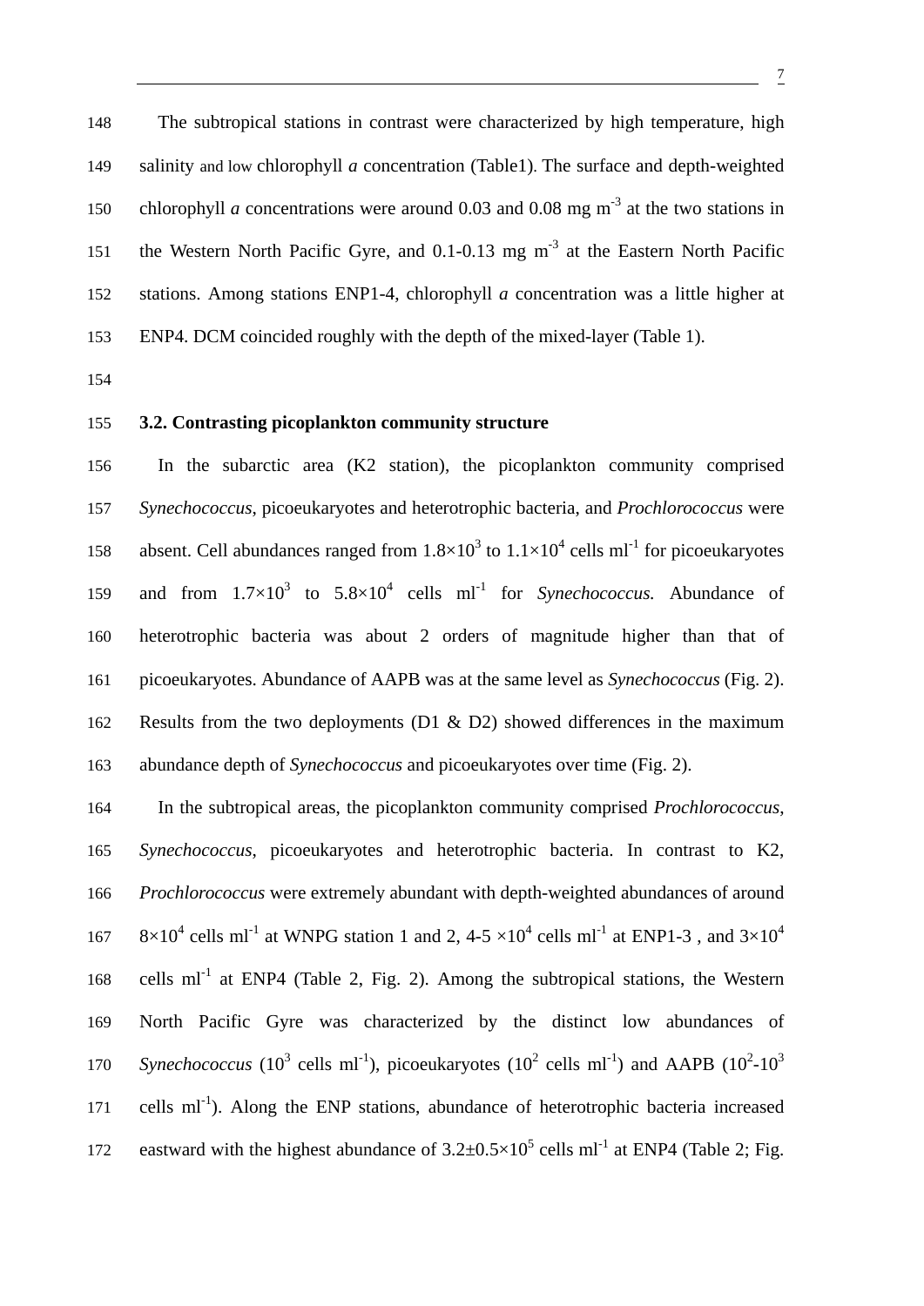The subtropical stations in contrast were characterized by high temperature, high salinity and low chlorophyll *a* concentration (Table1). The surface and depth-weighted chlorophyll *a* concentrations were around 0.03 and 0.08 mg $m^{-3}$ at the two stations in the Western North Pacific Gyre, and 0.1-0.13 mg $m^{-3}$ at the Eastern North Pacific stations. Among stations ENP1-4, chlorophyll *a* concentration was a little higher at ENP4. DCM coincided roughly with the depth of the mixed-layer (Table 1).

### 3.2. Contrasting picoplankton community structure

In the subarctic area (K2 station), the picoplankton community comprised *Synechococcus*, picoeukaryotes and heterotrophic bacteria, and *Prochlorococcus* were absent. Cell abundances ranged from $1.8\times10^{3}$ to $1.1\times10^{4}$ cells $ml^{-1}$ for picoeukaryotes and from $1.7\times10^{3}$ to $5.8\times10^{4}$ cells $ml^{-1}$ for *Synechococcus.* Abundance of heterotrophic bacteria was about 2 orders of magnitude higher than that of picoeukaryotes. Abundance of AAPB was at the same level as *Synechococcus* (Fig. 2). Results from the two deployments (D1 & D2) showed differences in the maximum abundance depth of *Synechococcus* and picoeukaryotes over time (Fig. 2).

In the subtropical areas, the picoplankton community comprised *Prochlorococcus*, *Synechococcus*, picoeukaryotes and heterotrophic bacteria. In contrast to K2, *Prochlorococcus* were extremely abundant with depth-weighted abundances of around $8\times10^{4}$ cells $ml^{-1}$ at WNPG station 1 and 2, 4-5 $\times10^{4}$ cells $ml^{-1}$ at ENP1-3 , and $3\times10^{4}$ cells $ml^{-1}$ at ENP4 (Table 2, Fig. 2). Among the subtropical stations, the Western North Pacific Gyre was characterized by the distinct low abundances of *Synechococcus* ($10^{3}$ cells $ml^{-1}$), picoeukaryotes ($10^{2}$ cells $ml^{-1}$) and AAPB ($10^{2}$-$10^{3}$ cells $ml^{-1}$). Along the ENP stations, abundance of heterotrophic bacteria increased eastward with the highest abundance of $3.2\pm0.5\times10^{5}$ cells $ml^{-1}$ at ENP4 (Table 2; Fig.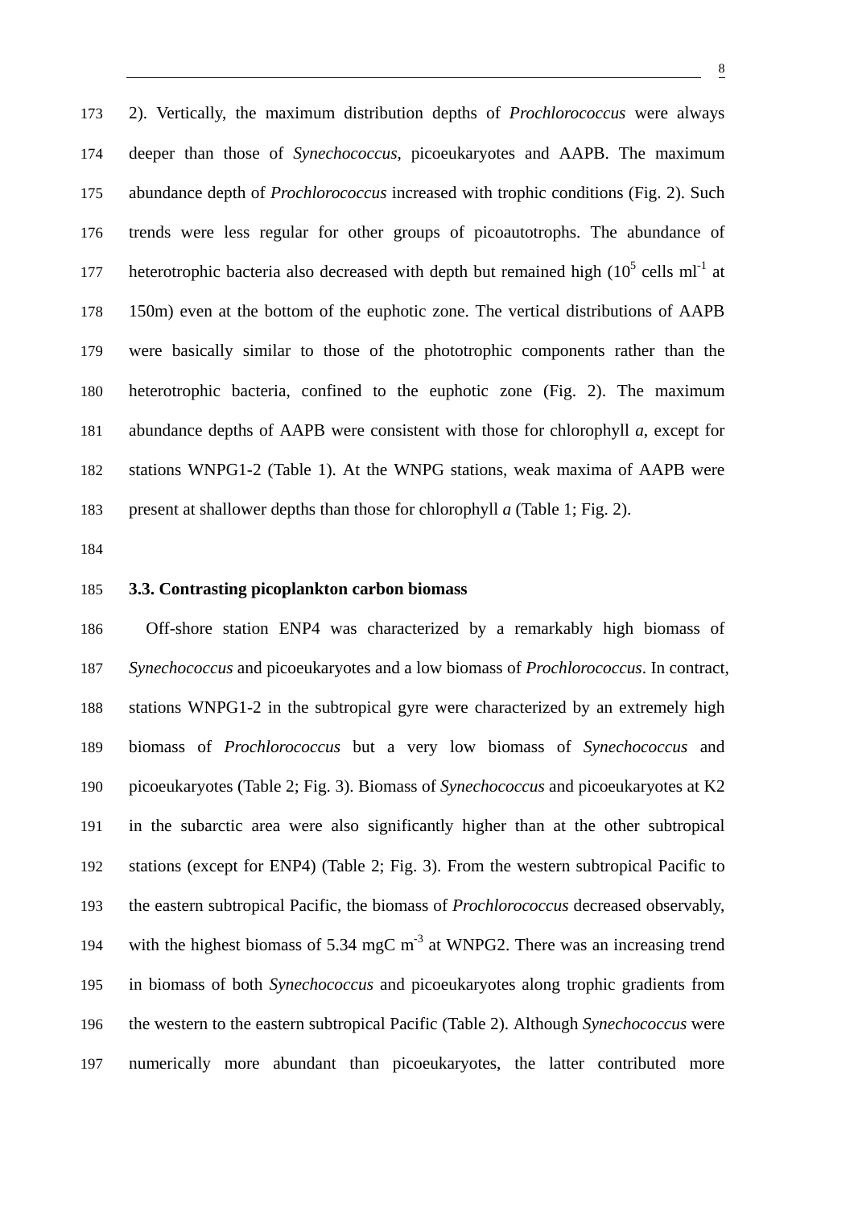2). Vertically, the maximum distribution depths of *Prochlorococcus* were always deeper than those of *Synechococcus*, picoeukaryotes and AAPB. The maximum abundance depth of *Prochlorococcus* increased with trophic conditions (Fig. 2). Such trends were less regular for other groups of picoautotrophs. The abundance of heterotrophic bacteria also decreased with depth but remained high ($10^5$ cells $ml^{-1}$ at 150m) even at the bottom of the euphotic zone. The vertical distributions of AAPB were basically similar to those of the phototrophic components rather than the heterotrophic bacteria, confined to the euphotic zone (Fig. 2). The maximum abundance depths of AAPB were consistent with those for chlorophyll *a*, except for stations WNPG1-2 (Table 1). At the WNPG stations, weak maxima of AAPB were present at shallower depths than those for chlorophyll *a* (Table 1; Fig. 2).

### 3.3. Contrasting picoplankton carbon biomass

Off-shore station ENP4 was characterized by a remarkably high biomass of *Synechococcus* and picoeukaryotes and a low biomass of *Prochlorococcus*. In contract, stations WNPG1-2 in the subtropical gyre were characterized by an extremely high biomass of *Prochlorococcus* but a very low biomass of *Synechococcus* and picoeukaryotes (Table 2; Fig. 3). Biomass of *Synechococcus* and picoeukaryotes at K2 in the subarctic area were also significantly higher than at the other subtropical stations (except for ENP4) (Table 2; Fig. 3). From the western subtropical Pacific to the eastern subtropical Pacific, the biomass of *Prochlorococcus* decreased observably, with the highest biomass of 5.34 mgC $m^{-3}$ at WNPG2. There was an increasing trend in biomass of both *Synechococcus* and picoeukaryotes along trophic gradients from the western to the eastern subtropical Pacific (Table 2). Although *Synechococcus* were numerically more abundant than picoeukaryotes, the latter contributed more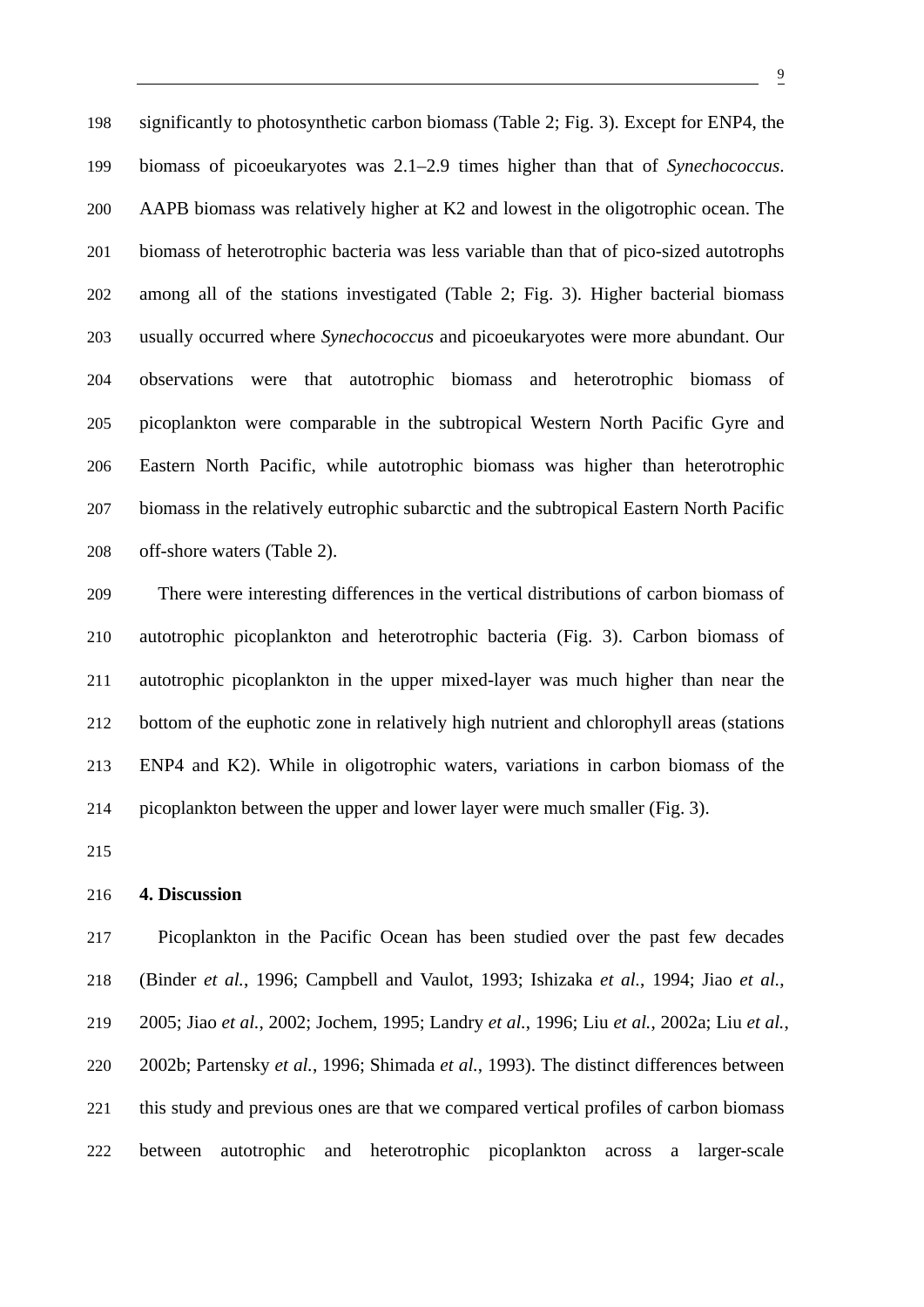significantly to photosynthetic carbon biomass (Table 2; Fig. 3). Except for ENP4, the biomass of picoeukaryotes was 2.1–2.9 times higher than that of *Synechococcus*. AAPB biomass was relatively higher at K2 and lowest in the oligotrophic ocean. The biomass of heterotrophic bacteria was less variable than that of pico-sized autotrophs among all of the stations investigated (Table 2; Fig. 3). Higher bacterial biomass usually occurred where *Synechococcus* and picoeukaryotes were more abundant. Our observations were that autotrophic biomass and heterotrophic biomass of picoplankton were comparable in the subtropical Western North Pacific Gyre and Eastern North Pacific, while autotrophic biomass was higher than heterotrophic biomass in the relatively eutrophic subarctic and the subtropical Eastern North Pacific off-shore waters (Table 2).

There were interesting differences in the vertical distributions of carbon biomass of autotrophic picoplankton and heterotrophic bacteria (Fig. 3). Carbon biomass of autotrophic picoplankton in the upper mixed-layer was much higher than near the bottom of the euphotic zone in relatively high nutrient and chlorophyll areas (stations ENP4 and K2). While in oligotrophic waters, variations in carbon biomass of the picoplankton between the upper and lower layer were much smaller (Fig. 3).

## 4. Discussion

Picoplankton in the Pacific Ocean has been studied over the past few decades (Binder *et al.*, 1996; Campbell and Vaulot, 1993; Ishizaka *et al.*, 1994; Jiao *et al.*, 2005; Jiao *et al.*, 2002; Jochem, 1995; Landry *et al.*, 1996; Liu *et al.*, 2002a; Liu *et al.*, 2002b; Partensky *et al.*, 1996; Shimada *et al.*, 1993). The distinct differences between this study and previous ones are that we compared vertical profiles of carbon biomass between autotrophic and heterotrophic picoplankton across a larger-scale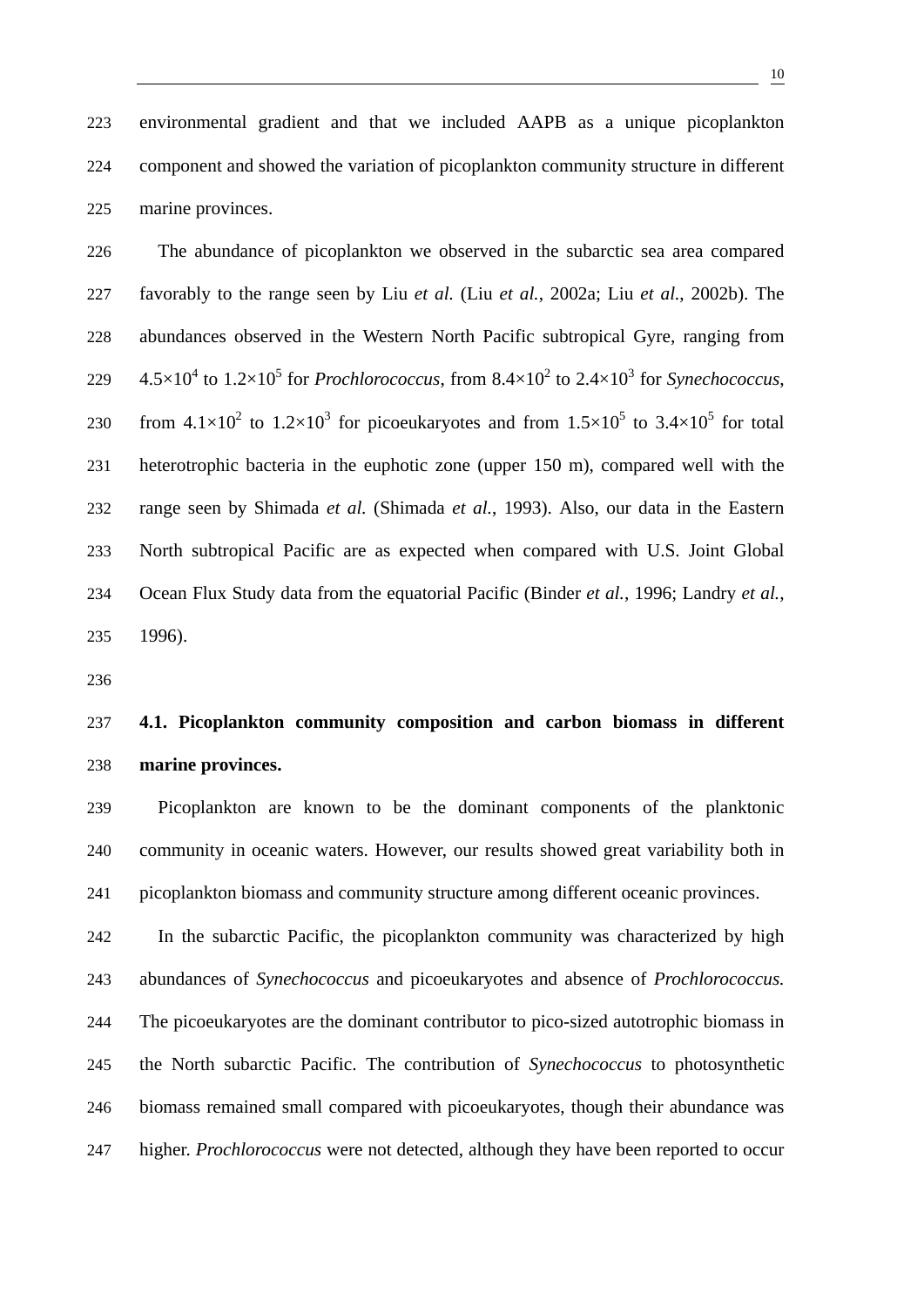environmental gradient and that we included AAPB as a unique picoplankton component and showed the variation of picoplankton community structure in different marine provinces.

The abundance of picoplankton we observed in the subarctic sea area compared favorably to the range seen by Liu *et al.* (Liu *et al.*, 2002a; Liu *et al.*, 2002b). The abundances observed in the Western North Pacific subtropical Gyre, ranging from $4.5\times10^4$ to $1.2\times10^5$ for *Prochlorococcus*, from $8.4\times10^2$ to $2.4\times10^3$ for *Synechococcus*, from $4.1\times10^2$ to $1.2\times10^3$ for picoeukaryotes and from $1.5\times10^5$ to $3.4\times10^5$ for total heterotrophic bacteria in the euphotic zone (upper 150 m), compared well with the range seen by Shimada *et al.* (Shimada *et al.*, 1993). Also, our data in the Eastern North subtropical Pacific are as expected when compared with U.S. Joint Global Ocean Flux Study data from the equatorial Pacific (Binder *et al.*, 1996; Landry *et al.*, 1996).

### 4.1. Picoplankton community composition and carbon biomass in different marine provinces.

Picoplankton are known to be the dominant components of the planktonic community in oceanic waters. However, our results showed great variability both in picoplankton biomass and community structure among different oceanic provinces.

In the subarctic Pacific, the picoplankton community was characterized by high abundances of *Synechococcus* and picoeukaryotes and absence of *Prochlorococcus.* The picoeukaryotes are the dominant contributor to pico-sized autotrophic biomass in the North subarctic Pacific. The contribution of *Synechococcus* to photosynthetic biomass remained small compared with picoeukaryotes, though their abundance was higher. *Prochlorococcus* were not detected, although they have been reported to occur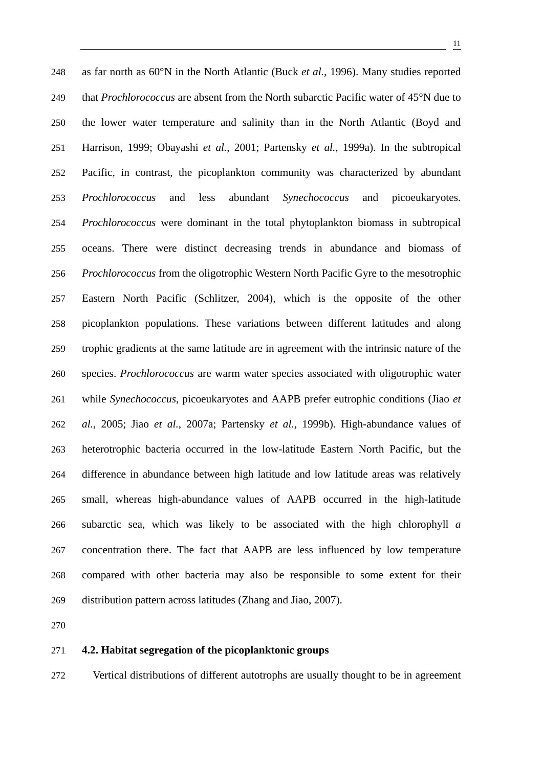as far north as 60°N in the North Atlantic (Buck *et al.*, 1996). Many studies reported that *Prochlorococcus* are absent from the North subarctic Pacific water of 45°N due to the lower water temperature and salinity than in the North Atlantic (Boyd and Harrison, 1999; Obayashi *et al.*, 2001; Partensky *et al.*, 1999a). In the subtropical Pacific, in contrast, the picoplankton community was characterized by abundant *Prochlorococcus* and less abundant *Synechococcus* and picoeukaryotes. *Prochlorococcus* were dominant in the total phytoplankton biomass in subtropical oceans. There were distinct decreasing trends in abundance and biomass of *Prochlorococcus* from the oligotrophic Western North Pacific Gyre to the mesotrophic Eastern North Pacific (Schlitzer, 2004), which is the opposite of the other picoplankton populations. These variations between different latitudes and along trophic gradients at the same latitude are in agreement with the intrinsic nature of the species. *Prochlorococcus* are warm water species associated with oligotrophic water while *Synechococcus*, picoeukaryotes and AAPB prefer eutrophic conditions (Jiao *et al.*, 2005; Jiao *et al.*, 2007a; Partensky *et al.*, 1999b). High-abundance values of heterotrophic bacteria occurred in the low-latitude Eastern North Pacific, but the difference in abundance between high latitude and low latitude areas was relatively small, whereas high-abundance values of AAPB occurred in the high-latitude subarctic sea, which was likely to be associated with the high chlorophyll *a* concentration there. The fact that AAPB are less influenced by low temperature compared with other bacteria may also be responsible to some extent for their distribution pattern across latitudes (Zhang and Jiao, 2007).

### 4.2. Habitat segregation of the picoplanktonic groups

Vertical distributions of different autotrophs are usually thought to be in agreement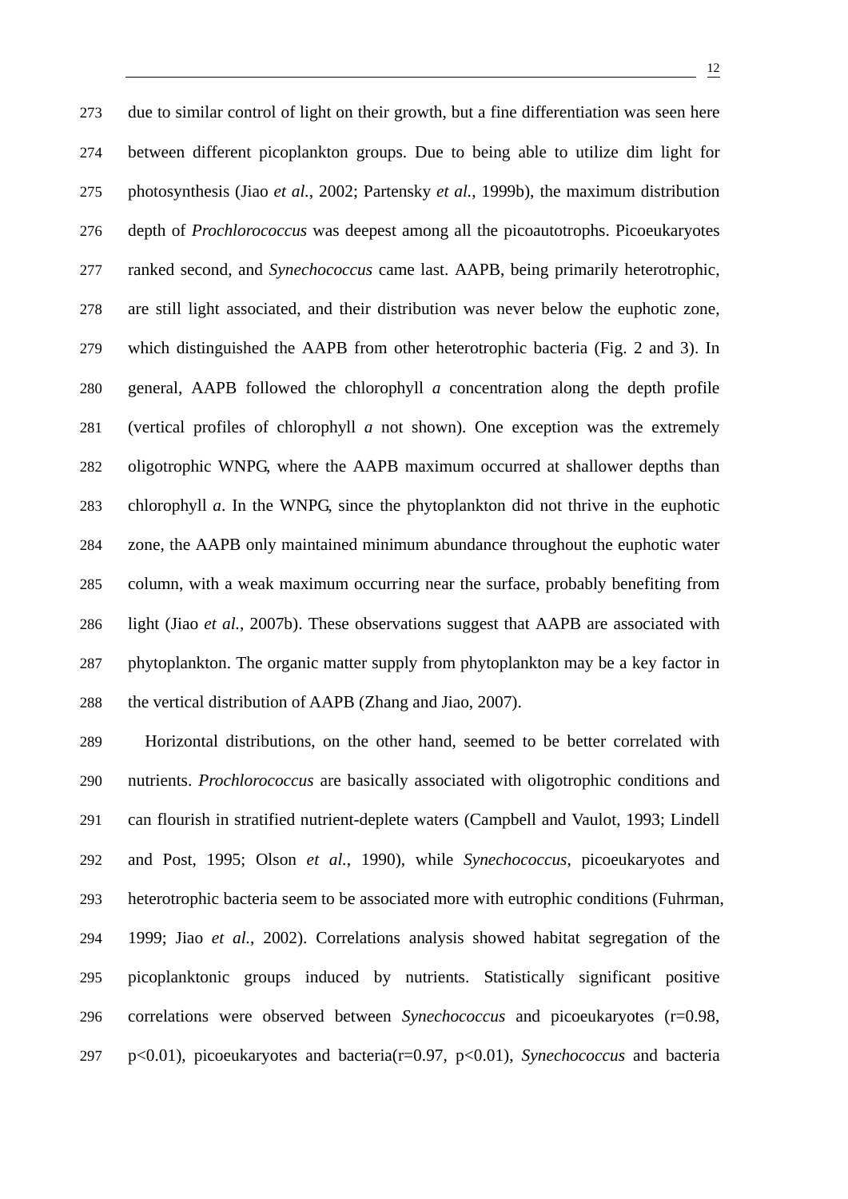due to similar control of light on their growth, but a fine differentiation was seen here between different picoplankton groups. Due to being able to utilize dim light for photosynthesis (Jiao *et al.*, 2002; Partensky *et al.*, 1999b), the maximum distribution depth of *Prochlorococcus* was deepest among all the picoautotrophs. Picoeukaryotes ranked second, and *Synechococcus* came last. AAPB, being primarily heterotrophic, are still light associated, and their distribution was never below the euphotic zone, which distinguished the AAPB from other heterotrophic bacteria (Fig. 2 and 3). In general, AAPB followed the chlorophyll *a* concentration along the depth profile (vertical profiles of chlorophyll *a* not shown). One exception was the extremely oligotrophic WNPG, where the AAPB maximum occurred at shallower depths than chlorophyll *a*. In the WNPG, since the phytoplankton did not thrive in the euphotic zone, the AAPB only maintained minimum abundance throughout the euphotic water column, with a weak maximum occurring near the surface, probably benefiting from light (Jiao *et al.*, 2007b). These observations suggest that AAPB are associated with phytoplankton. The organic matter supply from phytoplankton may be a key factor in the vertical distribution of AAPB (Zhang and Jiao, 2007).

Horizontal distributions, on the other hand, seemed to be better correlated with nutrients. *Prochlorococcus* are basically associated with oligotrophic conditions and can flourish in stratified nutrient-deplete waters (Campbell and Vaulot, 1993; Lindell and Post, 1995; Olson *et al.*, 1990), while *Synechococcus*, picoeukaryotes and heterotrophic bacteria seem to be associated more with eutrophic conditions (Fuhrman, 1999; Jiao *et al.*, 2002). Correlations analysis showed habitat segregation of the picoplanktonic groups induced by nutrients. Statistically significant positive correlations were observed between *Synechococcus* and picoeukaryotes ($r=0.98$, $p<0.01$), picoeukaryotes and bacteria($r=0.97$, $p<0.01$), *Synechococcus* and bacteria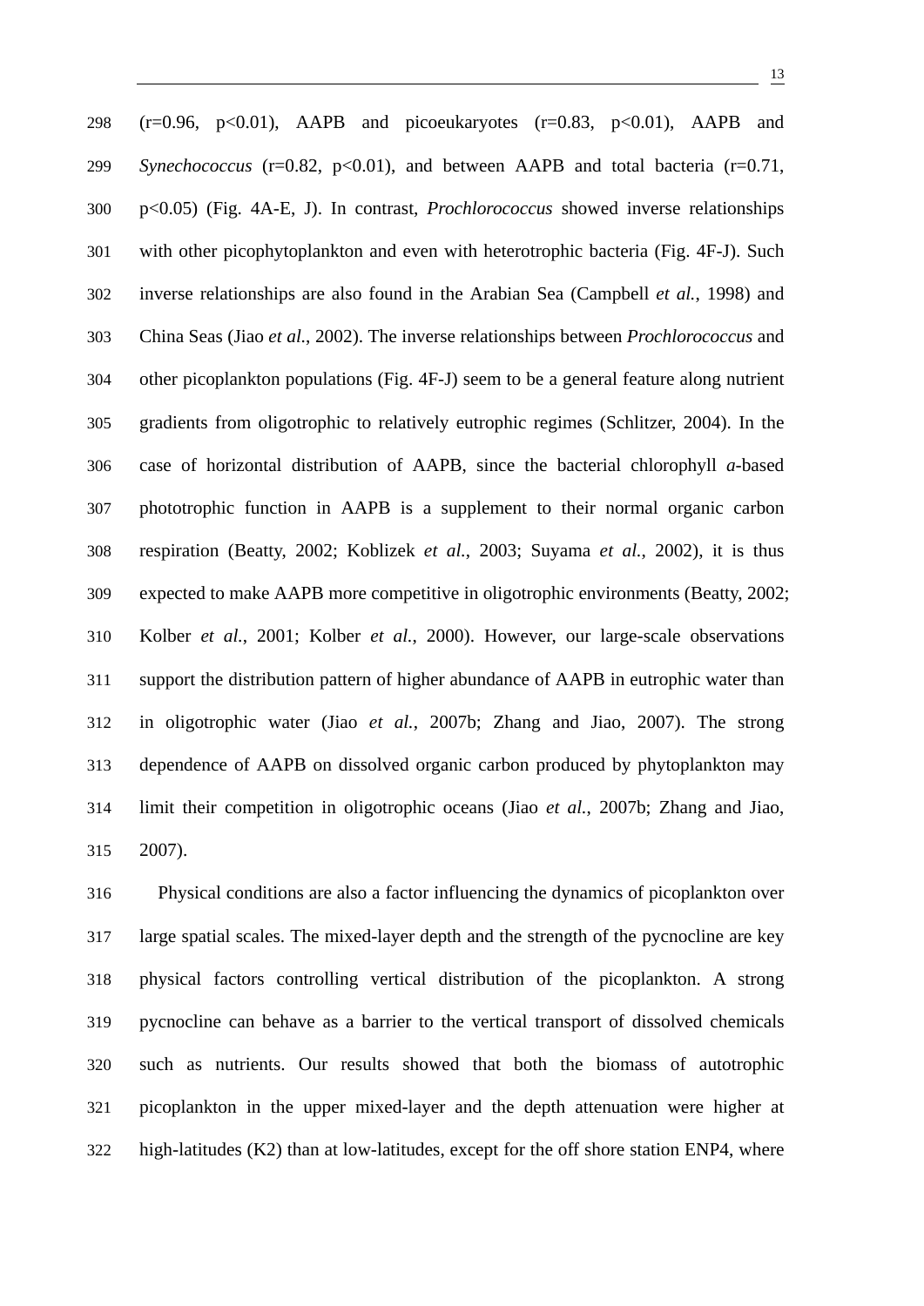(r=0.96, p<0.01), AAPB and picoeukaryotes (r=0.83, p<0.01), AAPB and *Synechococcus* (r=0.82, p<0.01), and between AAPB and total bacteria (r=0.71, p<0.05) (Fig. 4A-E, J). In contrast, *Prochlorococcus* showed inverse relationships with other picophytoplankton and even with heterotrophic bacteria (Fig. 4F-J). Such inverse relationships are also found in the Arabian Sea (Campbell *et al.*, 1998) and China Seas (Jiao *et al.*, 2002). The inverse relationships between *Prochlorococcus* and other picoplankton populations (Fig. 4F-J) seem to be a general feature along nutrient gradients from oligotrophic to relatively eutrophic regimes (Schlitzer, 2004). In the case of horizontal distribution of AAPB, since the bacterial chlorophyll *a*-based phototrophic function in AAPB is a supplement to their normal organic carbon respiration (Beatty, 2002; Koblizek *et al.*, 2003; Suyama *et al.*, 2002), it is thus expected to make AAPB more competitive in oligotrophic environments (Beatty, 2002; Kolber *et al.*, 2001; Kolber *et al.*, 2000). However, our large-scale observations support the distribution pattern of higher abundance of AAPB in eutrophic water than in oligotrophic water (Jiao *et al.*, 2007b; Zhang and Jiao, 2007). The strong dependence of AAPB on dissolved organic carbon produced by phytoplankton may limit their competition in oligotrophic oceans (Jiao *et al.*, 2007b; Zhang and Jiao, 2007).

Physical conditions are also a factor influencing the dynamics of picoplankton over large spatial scales. The mixed-layer depth and the strength of the pycnocline are key physical factors controlling vertical distribution of the picoplankton. A strong pycnocline can behave as a barrier to the vertical transport of dissolved chemicals such as nutrients. Our results showed that both the biomass of autotrophic picoplankton in the upper mixed-layer and the depth attenuation were higher at high-latitudes (K2) than at low-latitudes, except for the off shore station ENP4, where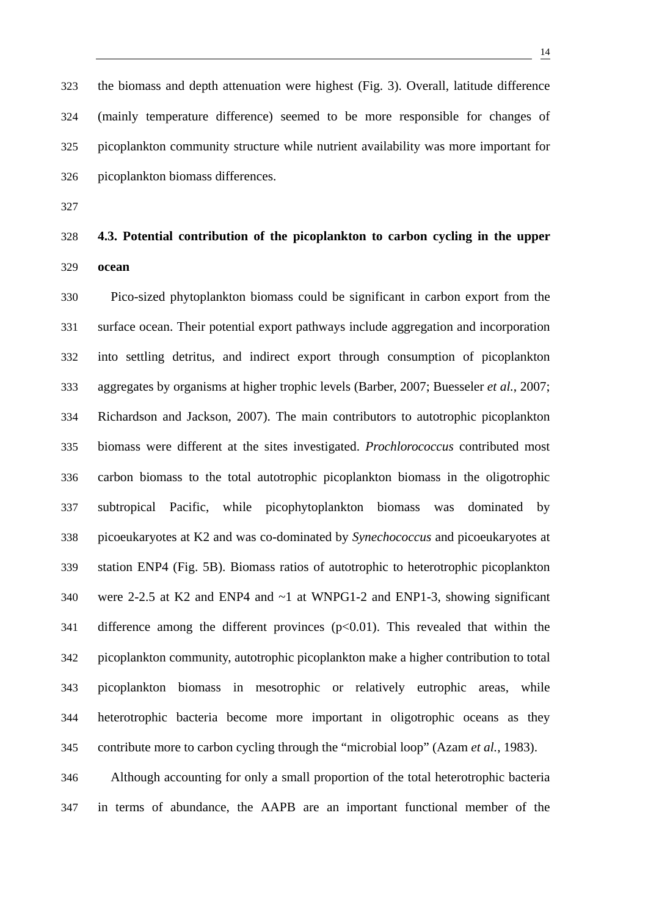the biomass and depth attenuation were highest (Fig. 3). Overall, latitude difference (mainly temperature difference) seemed to be more responsible for changes of picoplankton community structure while nutrient availability was more important for picoplankton biomass differences.

### 4.3. Potential contribution of the picoplankton to carbon cycling in the upper ocean

Pico-sized phytoplankton biomass could be significant in carbon export from the surface ocean. Their potential export pathways include aggregation and incorporation into settling detritus, and indirect export through consumption of picoplankton aggregates by organisms at higher trophic levels (Barber, 2007; Buesseler *et al.*, 2007; Richardson and Jackson, 2007). The main contributors to autotrophic picoplankton biomass were different at the sites investigated. *Prochlorococcus* contributed most carbon biomass to the total autotrophic picoplankton biomass in the oligotrophic subtropical Pacific, while picophytoplankton biomass was dominated by picoeukaryotes at K2 and was co-dominated by *Synechococcus* and picoeukaryotes at station ENP4 (Fig. 5B). Biomass ratios of autotrophic to heterotrophic picoplankton were 2-2.5 at K2 and ENP4 and ~1 at WNPG1-2 and ENP1-3, showing significant difference among the different provinces ($p<0.01$). This revealed that within the picoplankton community, autotrophic picoplankton make a higher contribution to total picoplankton biomass in mesotrophic or relatively eutrophic areas, while heterotrophic bacteria become more important in oligotrophic oceans as they contribute more to carbon cycling through the "microbial loop" (Azam *et al.*, 1983).

Although accounting for only a small proportion of the total heterotrophic bacteria in terms of abundance, the AAPB are an important functional member of the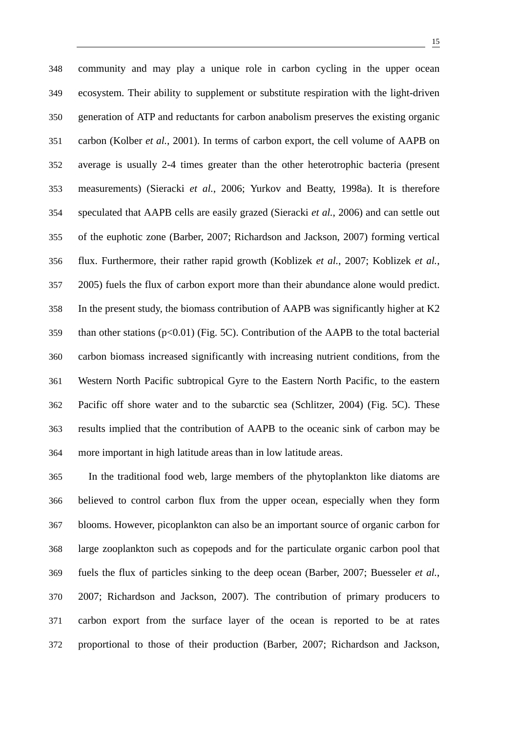community and may play a unique role in carbon cycling in the upper ocean ecosystem. Their ability to supplement or substitute respiration with the light-driven generation of ATP and reductants for carbon anabolism preserves the existing organic carbon (Kolber *et al.*, 2001). In terms of carbon export, the cell volume of AAPB on average is usually 2-4 times greater than the other heterotrophic bacteria (present measurements) (Sieracki *et al.*, 2006; Yurkov and Beatty, 1998a). It is therefore speculated that AAPB cells are easily grazed (Sieracki *et al.*, 2006) and can settle out of the euphotic zone (Barber, 2007; Richardson and Jackson, 2007) forming vertical flux. Furthermore, their rather rapid growth (Koblizek *et al.*, 2007; Koblizek *et al.*, 2005) fuels the flux of carbon export more than their abundance alone would predict. In the present study, the biomass contribution of AAPB was significantly higher at K2 than other stations ($p<0.01$) (Fig. 5C). Contribution of the AAPB to the total bacterial carbon biomass increased significantly with increasing nutrient conditions, from the Western North Pacific subtropical Gyre to the Eastern North Pacific, to the eastern Pacific off shore water and to the subarctic sea (Schlitzer, 2004) (Fig. 5C). These results implied that the contribution of AAPB to the oceanic sink of carbon may be more important in high latitude areas than in low latitude areas.

In the traditional food web, large members of the phytoplankton like diatoms are believed to control carbon flux from the upper ocean, especially when they form blooms. However, picoplankton can also be an important source of organic carbon for large zooplankton such as copepods and for the particulate organic carbon pool that fuels the flux of particles sinking to the deep ocean (Barber, 2007; Buesseler *et al.*, 2007; Richardson and Jackson, 2007). The contribution of primary producers to carbon export from the surface layer of the ocean is reported to be at rates proportional to those of their production (Barber, 2007; Richardson and Jackson,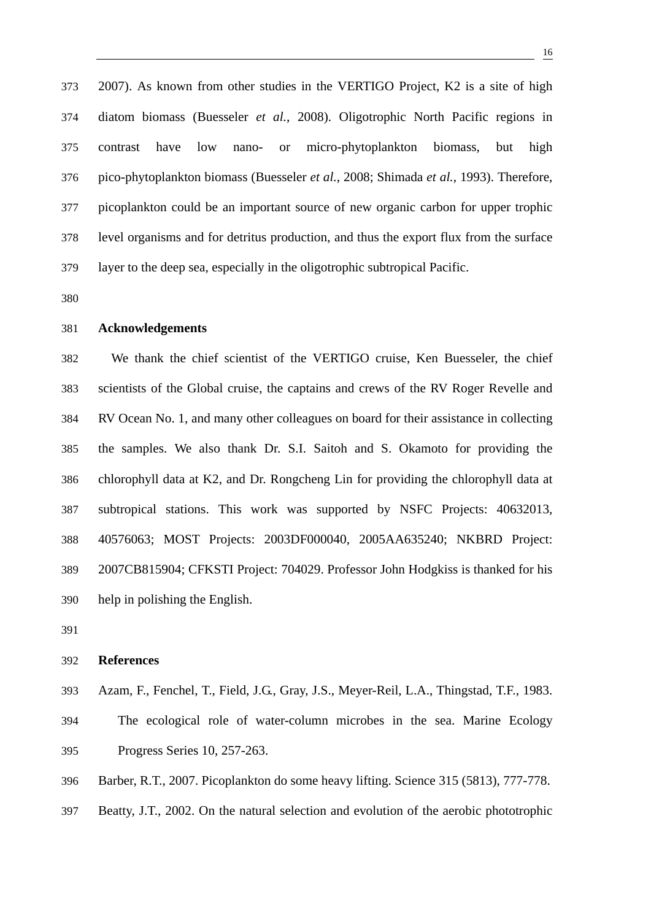2007). As known from other studies in the VERTIGO Project, K2 is a site of high diatom biomass (Buesseler *et al.*, 2008). Oligotrophic North Pacific regions in contrast have low nano- or micro-phytoplankton biomass, but high pico-phytoplankton biomass (Buesseler *et al.*, 2008; Shimada *et al.*, 1993). Therefore, picoplankton could be an important source of new organic carbon for upper trophic level organisms and for detritus production, and thus the export flux from the surface layer to the deep sea, especially in the oligotrophic subtropical Pacific.

## Acknowledgements

We thank the chief scientist of the VERTIGO cruise, Ken Buesseler, the chief scientists of the Global cruise, the captains and crews of the RV Roger Revelle and RV Ocean No. 1, and many other colleagues on board for their assistance in collecting the samples. We also thank Dr. S.I. Saitoh and S. Okamoto for providing the chlorophyll data at K2, and Dr. Rongcheng Lin for providing the chlorophyll data at subtropical stations. This work was supported by NSFC Projects: 40632013, 40576063; MOST Projects: 2003DF000040, 2005AA635240; NKBRD Project: 2007CB815904; CFKSTI Project: 704029. Professor John Hodgkiss is thanked for his help in polishing the English.

## References

Azam, F., Fenchel, T., Field, J.G., Gray, J.S., Meyer-Reil, L.A., Thingstad, T.F., 1983. The ecological role of water-column microbes in the sea. Marine Ecology Progress Series 10, 257-263.

Barber, R.T., 2007. Picoplankton do some heavy lifting. Science 315 (5813), 777-778.

Beatty, J.T., 2002. On the natural selection and evolution of the aerobic phototrophic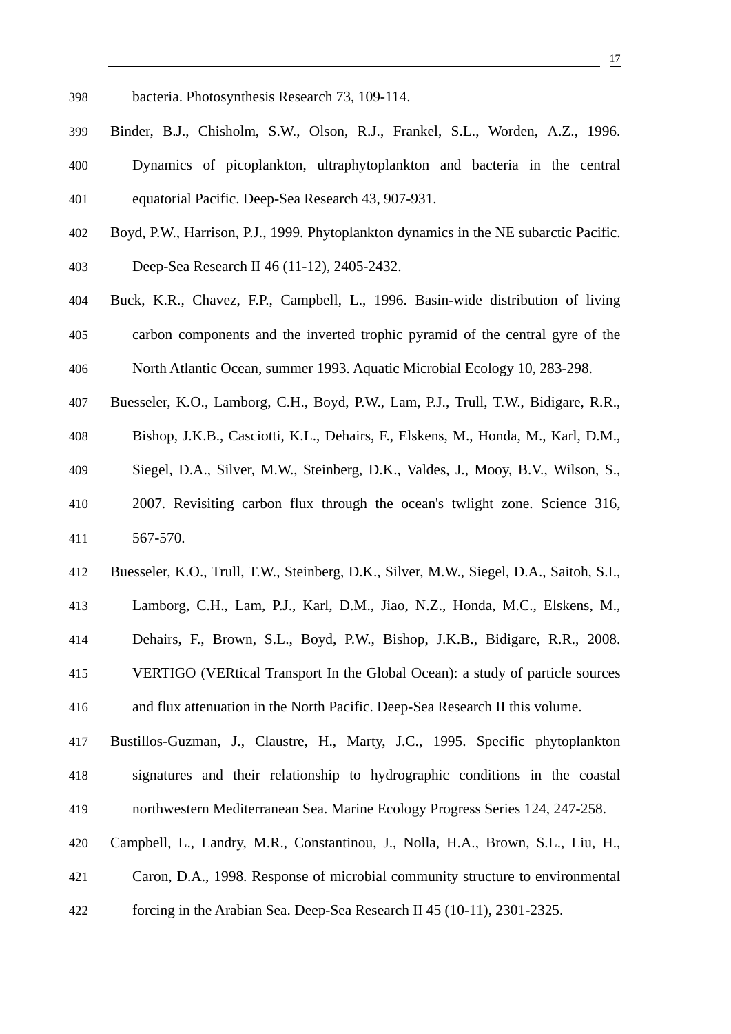bacteria. Photosynthesis Research 73, 109-114.

Binder, B.J., Chisholm, S.W., Olson, R.J., Frankel, S.L., Worden, A.Z., 1996. Dynamics of picoplankton, ultraphytoplankton and bacteria in the central equatorial Pacific. Deep-Sea Research 43, 907-931.

Boyd, P.W., Harrison, P.J., 1999. Phytoplankton dynamics in the NE subarctic Pacific. Deep-Sea Research II 46 (11-12), 2405-2432.

Buck, K.R., Chavez, F.P., Campbell, L., 1996. Basin-wide distribution of living carbon components and the inverted trophic pyramid of the central gyre of the North Atlantic Ocean, summer 1993. Aquatic Microbial Ecology 10, 283-298.

Buesseler, K.O., Lamborg, C.H., Boyd, P.W., Lam, P.J., Trull, T.W., Bidigare, R.R., Bishop, J.K.B., Casciotti, K.L., Dehairs, F., Elskens, M., Honda, M., Karl, D.M., Siegel, D.A., Silver, M.W., Steinberg, D.K., Valdes, J., Mooy, B.V., Wilson, S., 2007. Revisiting carbon flux through the ocean's twlight zone. Science 316, 567-570.

Buesseler, K.O., Trull, T.W., Steinberg, D.K., Silver, M.W., Siegel, D.A., Saitoh, S.I., Lamborg, C.H., Lam, P.J., Karl, D.M., Jiao, N.Z., Honda, M.C., Elskens, M., Dehairs, F., Brown, S.L., Boyd, P.W., Bishop, J.K.B., Bidigare, R.R., 2008. VERTIGO (VERtical Transport In the Global Ocean): a study of particle sources and flux attenuation in the North Pacific. Deep-Sea Research II this volume.

Bustillos-Guzman, J., Claustre, H., Marty, J.C., 1995. Specific phytoplankton signatures and their relationship to hydrographic conditions in the coastal northwestern Mediterranean Sea. Marine Ecology Progress Series 124, 247-258.

Campbell, L., Landry, M.R., Constantinou, J., Nolla, H.A., Brown, S.L., Liu, H., Caron, D.A., 1998. Response of microbial community structure to environmental forcing in the Arabian Sea. Deep-Sea Research II 45 (10-11), 2301-2325.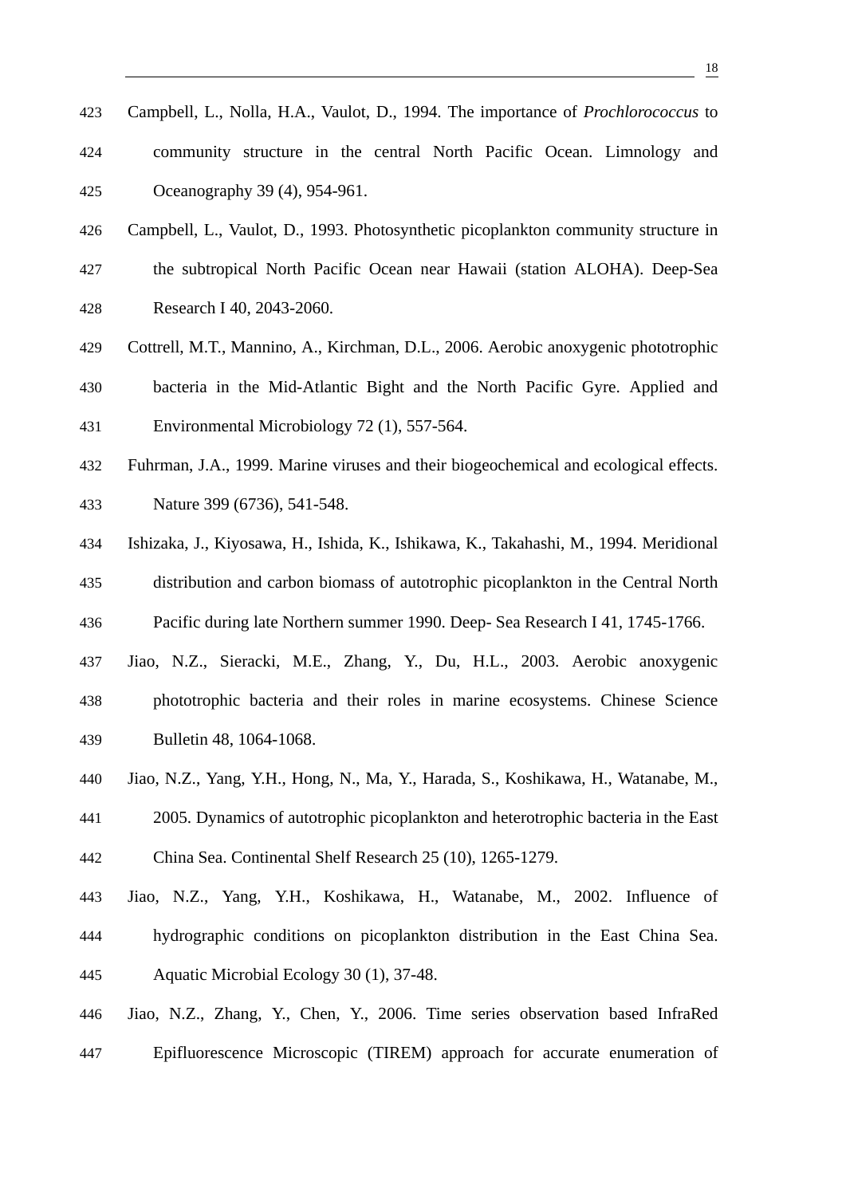Campbell, L., Nolla, H.A., Vaulot, D., 1994. The importance of *Prochlorococcus* to community structure in the central North Pacific Ocean. Limnology and Oceanography 39 (4), 954-961.

Campbell, L., Vaulot, D., 1993. Photosynthetic picoplankton community structure in the subtropical North Pacific Ocean near Hawaii (station ALOHA). Deep-Sea Research I 40, 2043-2060.

Cottrell, M.T., Mannino, A., Kirchman, D.L., 2006. Aerobic anoxygenic phototrophic bacteria in the Mid-Atlantic Bight and the North Pacific Gyre. Applied and Environmental Microbiology 72 (1), 557-564.

Fuhrman, J.A., 1999. Marine viruses and their biogeochemical and ecological effects. Nature 399 (6736), 541-548.

Ishizaka, J., Kiyosawa, H., Ishida, K., Ishikawa, K., Takahashi, M., 1994. Meridional distribution and carbon biomass of autotrophic picoplankton in the Central North Pacific during late Northern summer 1990. Deep- Sea Research I 41, 1745-1766.

Jiao, N.Z., Sieracki, M.E., Zhang, Y., Du, H.L., 2003. Aerobic anoxygenic phototrophic bacteria and their roles in marine ecosystems. Chinese Science Bulletin 48, 1064-1068.

Jiao, N.Z., Yang, Y.H., Hong, N., Ma, Y., Harada, S., Koshikawa, H., Watanabe, M., 2005. Dynamics of autotrophic picoplankton and heterotrophic bacteria in the East China Sea. Continental Shelf Research 25 (10), 1265-1279.

Jiao, N.Z., Yang, Y.H., Koshikawa, H., Watanabe, M., 2002. Influence of hydrographic conditions on picoplankton distribution in the East China Sea. Aquatic Microbial Ecology 30 (1), 37-48.

Jiao, N.Z., Zhang, Y., Chen, Y., 2006. Time series observation based InfraRed Epifluorescence Microscopic (TIREM) approach for accurate enumeration of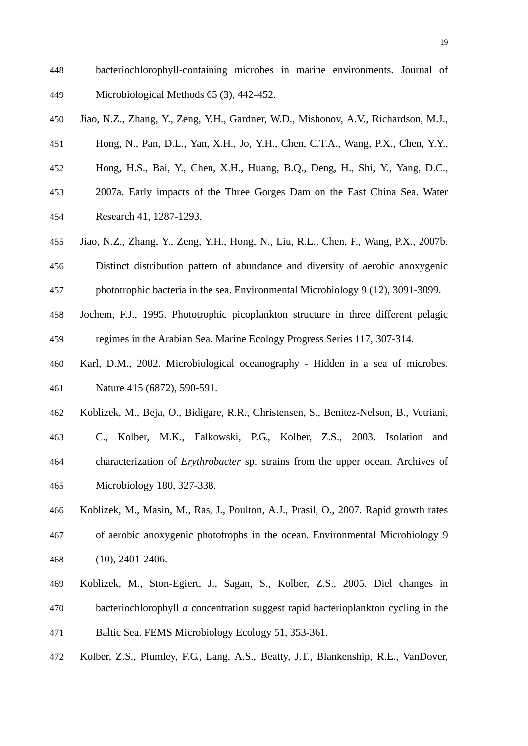bacteriochlorophyll-containing microbes in marine environments. Journal of Microbiological Methods 65 (3), 442-452.

Jiao, N.Z., Zhang, Y., Zeng, Y.H., Gardner, W.D., Mishonov, A.V., Richardson, M.J., Hong, N., Pan, D.L., Yan, X.H., Jo, Y.H., Chen, C.T.A., Wang, P.X., Chen, Y.Y., Hong, H.S., Bai, Y., Chen, X.H., Huang, B.Q., Deng, H., Shi, Y., Yang, D.C., 2007a. Early impacts of the Three Gorges Dam on the East China Sea. Water Research 41, 1287-1293.

Jiao, N.Z., Zhang, Y., Zeng, Y.H., Hong, N., Liu, R.L., Chen, F., Wang, P.X., 2007b. Distinct distribution pattern of abundance and diversity of aerobic anoxygenic phototrophic bacteria in the sea. Environmental Microbiology 9 (12), 3091-3099.

Jochem, F.J., 1995. Phototrophic picoplankton structure in three different pelagic regimes in the Arabian Sea. Marine Ecology Progress Series 117, 307-314.

Karl, D.M., 2002. Microbiological oceanography - Hidden in a sea of microbes. Nature 415 (6872), 590-591.

Koblizek, M., Beja, O., Bidigare, R.R., Christensen, S., Benitez-Nelson, B., Vetriani, C., Kolber, M.K., Falkowski, P.G., Kolber, Z.S., 2003. Isolation and characterization of *Erythrobacter* sp. strains from the upper ocean. Archives of Microbiology 180, 327-338.

Koblizek, M., Masin, M., Ras, J., Poulton, A.J., Prasil, O., 2007. Rapid growth rates of aerobic anoxygenic phototrophs in the ocean. Environmental Microbiology 9 (10), 2401-2406.

Koblizek, M., Ston-Egiert, J., Sagan, S., Kolber, Z.S., 2005. Diel changes in bacteriochlorophyll *a* concentration suggest rapid bacterioplankton cycling in the Baltic Sea. FEMS Microbiology Ecology 51, 353-361.

Kolber, Z.S., Plumley, F.G., Lang, A.S., Beatty, J.T., Blankenship, R.E., VanDover,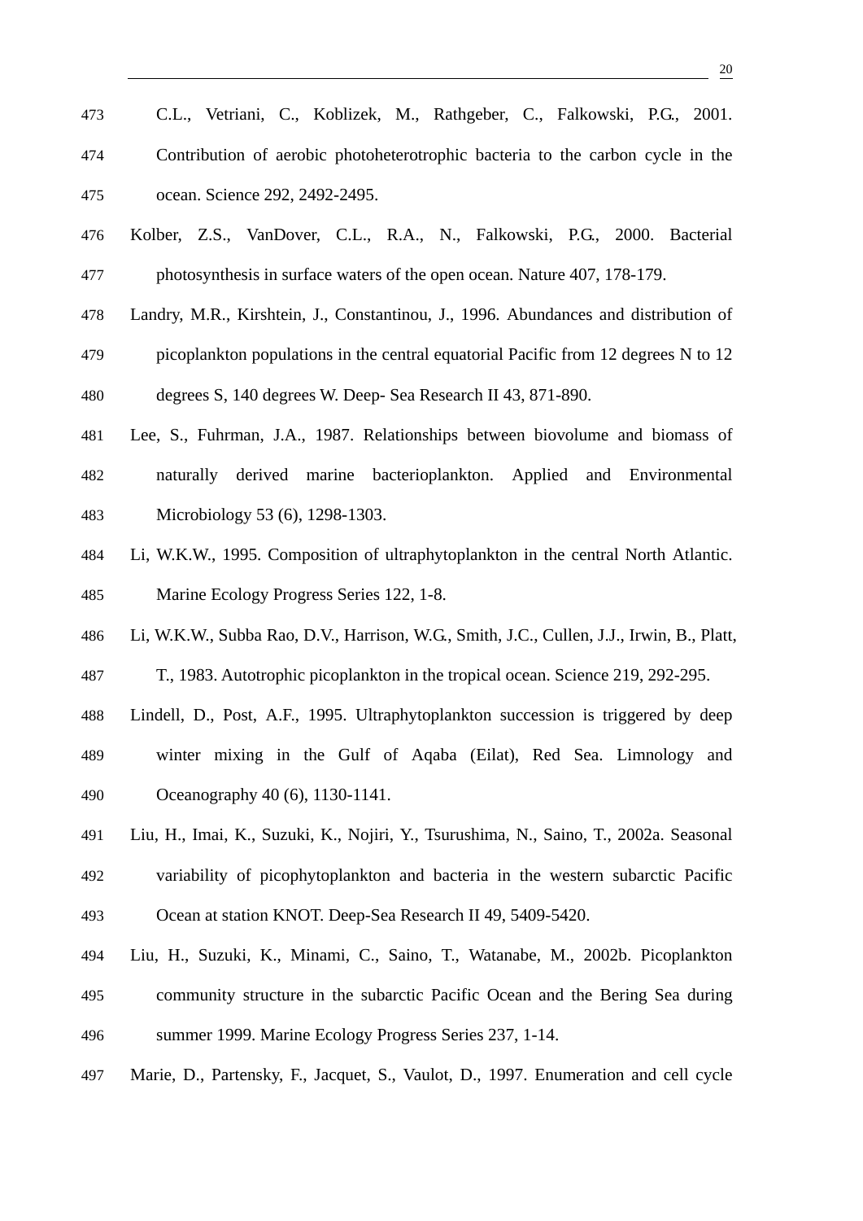C.L., Vetriani, C., Koblizek, M., Rathgeber, C., Falkowski, P.G., 2001. Contribution of aerobic photoheterotrophic bacteria to the carbon cycle in the ocean. Science 292, 2492-2495.

Kolber, Z.S., VanDover, C.L., R.A., N., Falkowski, P.G., 2000. Bacterial photosynthesis in surface waters of the open ocean. Nature 407, 178-179.

Landry, M.R., Kirshtein, J., Constantinou, J., 1996. Abundances and distribution of picoplankton populations in the central equatorial Pacific from 12 degrees N to 12 degrees S, 140 degrees W. Deep- Sea Research II 43, 871-890.

Lee, S., Fuhrman, J.A., 1987. Relationships between biovolume and biomass of naturally derived marine bacterioplankton. Applied and Environmental Microbiology 53 (6), 1298-1303.

Li, W.K.W., 1995. Composition of ultraphytoplankton in the central North Atlantic. Marine Ecology Progress Series 122, 1-8.

Li, W.K.W., Subba Rao, D.V., Harrison, W.G., Smith, J.C., Cullen, J.J., Irwin, B., Platt, T., 1983. Autotrophic picoplankton in the tropical ocean. Science 219, 292-295.

Lindell, D., Post, A.F., 1995. Ultraphytoplankton succession is triggered by deep winter mixing in the Gulf of Aqaba (Eilat), Red Sea. Limnology and Oceanography 40 (6), 1130-1141.

Liu, H., Imai, K., Suzuki, K., Nojiri, Y., Tsurushima, N., Saino, T., 2002a. Seasonal variability of picophytoplankton and bacteria in the western subarctic Pacific Ocean at station KNOT. Deep-Sea Research II 49, 5409-5420.

Liu, H., Suzuki, K., Minami, C., Saino, T., Watanabe, M., 2002b. Picoplankton community structure in the subarctic Pacific Ocean and the Bering Sea during summer 1999. Marine Ecology Progress Series 237, 1-14.

Marie, D., Partensky, F., Jacquet, S., Vaulot, D., 1997. Enumeration and cell cycle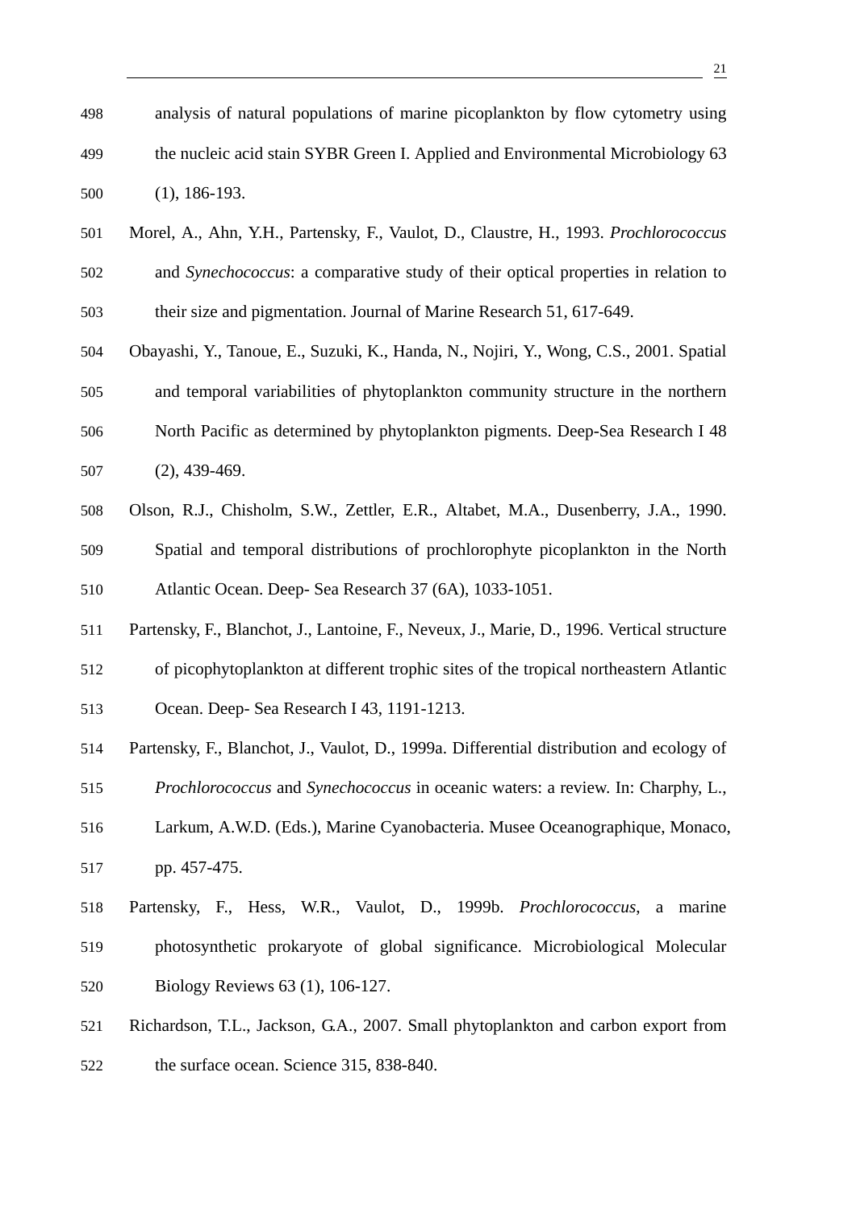analysis of natural populations of marine picoplankton by flow cytometry using the nucleic acid stain SYBR Green I. Applied and Environmental Microbiology 63 (1), 186-193.

Morel, A., Ahn, Y.H., Partensky, F., Vaulot, D., Claustre, H., 1993. *Prochlorococcus* and *Synechococcus*: a comparative study of their optical properties in relation to their size and pigmentation. Journal of Marine Research 51, 617-649.

Obayashi, Y., Tanoue, E., Suzuki, K., Handa, N., Nojiri, Y., Wong, C.S., 2001. Spatial and temporal variabilities of phytoplankton community structure in the northern North Pacific as determined by phytoplankton pigments. Deep-Sea Research I 48 (2), 439-469.

Olson, R.J., Chisholm, S.W., Zettler, E.R., Altabet, M.A., Dusenberry, J.A., 1990. Spatial and temporal distributions of prochlorophyte picoplankton in the North Atlantic Ocean. Deep- Sea Research 37 (6A), 1033-1051.

Partensky, F., Blanchot, J., Lantoine, F., Neveux, J., Marie, D., 1996. Vertical structure of picophytoplankton at different trophic sites of the tropical northeastern Atlantic Ocean. Deep- Sea Research I 43, 1191-1213.

Partensky, F., Blanchot, J., Vaulot, D., 1999a. Differential distribution and ecology of *Prochlorococcus* and *Synechococcus* in oceanic waters: a review. In: Charphy, L., Larkum, A.W.D. (Eds.), Marine Cyanobacteria. Musee Oceanographique, Monaco, pp. 457-475.

Partensky, F., Hess, W.R., Vaulot, D., 1999b. *Prochlorococcus*, a marine photosynthetic prokaryote of global significance. Microbiological Molecular Biology Reviews 63 (1), 106-127.

Richardson, T.L., Jackson, G.A., 2007. Small phytoplankton and carbon export from the surface ocean. Science 315, 838-840.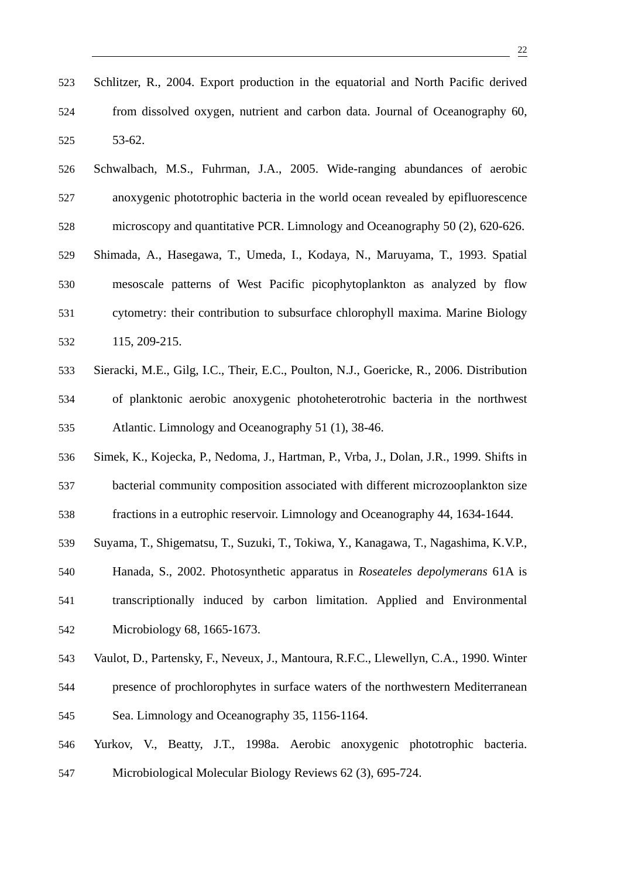Schlitzer, R., 2004. Export production in the equatorial and North Pacific derived from dissolved oxygen, nutrient and carbon data. Journal of Oceanography 60, 53-62.

Schwalbach, M.S., Fuhrman, J.A., 2005. Wide-ranging abundances of aerobic anoxygenic phototrophic bacteria in the world ocean revealed by epifluorescence microscopy and quantitative PCR. Limnology and Oceanography 50 (2), 620-626.

Shimada, A., Hasegawa, T., Umeda, I., Kodaya, N., Maruyama, T., 1993. Spatial mesoscale patterns of West Pacific picophytoplankton as analyzed by flow cytometry: their contribution to subsurface chlorophyll maxima. Marine Biology 115, 209-215.

Sieracki, M.E., Gilg, I.C., Their, E.C., Poulton, N.J., Goericke, R., 2006. Distribution of planktonic aerobic anoxygenic photoheterotrohic bacteria in the northwest Atlantic. Limnology and Oceanography 51 (1), 38-46.

Simek, K., Kojecka, P., Nedoma, J., Hartman, P., Vrba, J., Dolan, J.R., 1999. Shifts in bacterial community composition associated with different microzooplankton size fractions in a eutrophic reservoir. Limnology and Oceanography 44, 1634-1644.

Suyama, T., Shigematsu, T., Suzuki, T., Tokiwa, Y., Kanagawa, T., Nagashima, K.V.P., Hanada, S., 2002. Photosynthetic apparatus in *Roseateles depolymerans* 61A is transcriptionally induced by carbon limitation. Applied and Environmental Microbiology 68, 1665-1673.

Vaulot, D., Partensky, F., Neveux, J., Mantoura, R.F.C., Llewellyn, C.A., 1990. Winter presence of prochlorophytes in surface waters of the northwestern Mediterranean Sea. Limnology and Oceanography 35, 1156-1164.

Yurkov, V., Beatty, J.T., 1998a. Aerobic anoxygenic phototrophic bacteria. Microbiological Molecular Biology Reviews 62 (3), 695-724.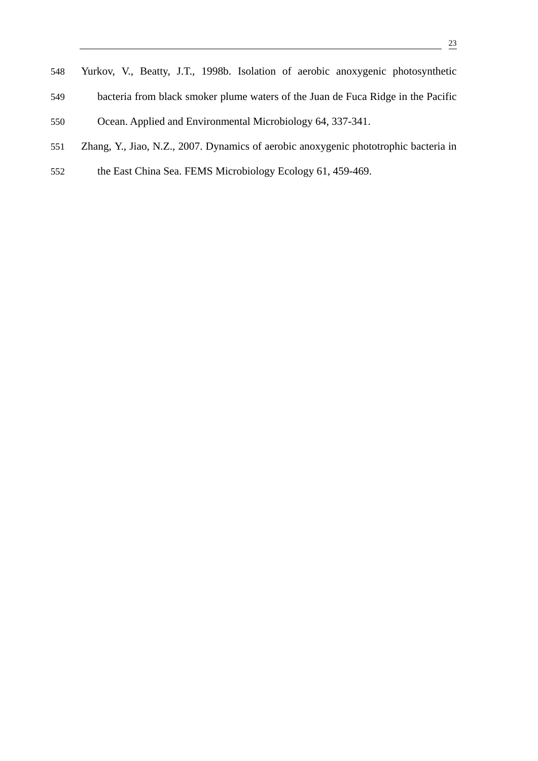Yurkov, V., Beatty, J.T., 1998b. Isolation of aerobic anoxygenic photosynthetic bacteria from black smoker plume waters of the Juan de Fuca Ridge in the Pacific Ocean. Applied and Environmental Microbiology 64, 337-341.

Zhang, Y., Jiao, N.Z., 2007. Dynamics of aerobic anoxygenic phototrophic bacteria in the East China Sea. FEMS Microbiology Ecology 61, 459-469.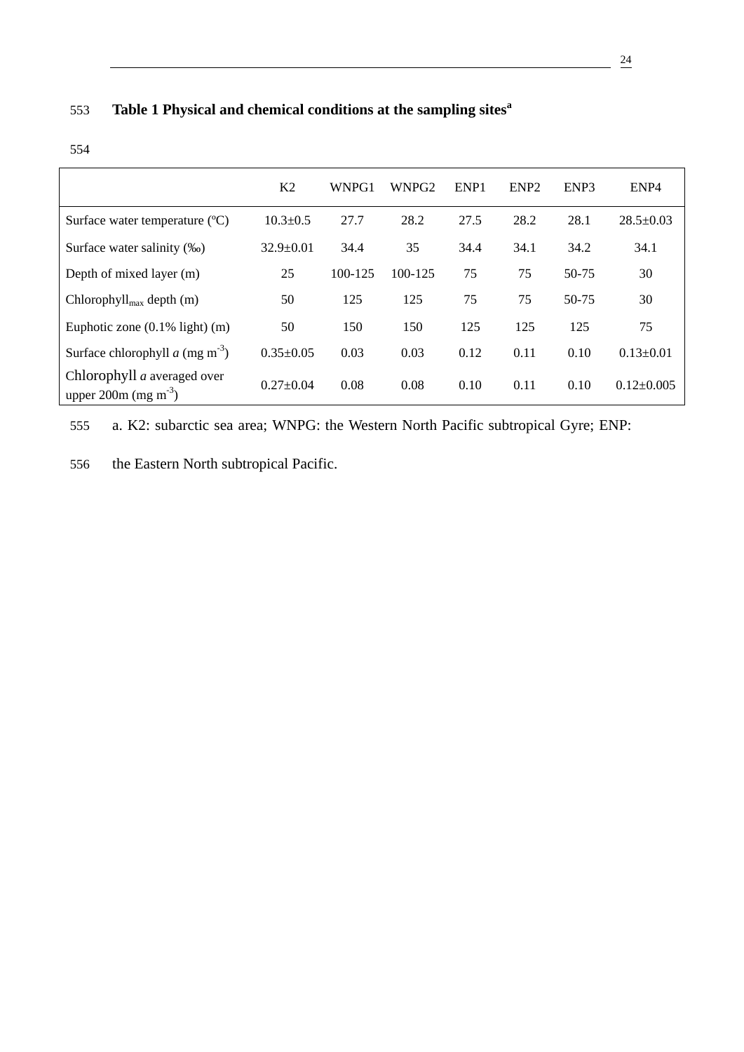**Table 1 Physical and chemical conditions at the sampling sites[a]**

| | K2 | WNPG1 | WNPG2 | ENP1 | ENP2 | ENP3 | ENP4 |
|---|---|---|---|---|---|---|---|
| Surface water temperature (ºC) | 10.3±0.5 | 27.7 | 28.2 | 27.5 | 28.2 | 28.1 | 28.5±0.03 |
| Surface water salinity (‰) | 32.9±0.01 | 34.4 | 35 | 34.4 | 34.1 | 34.2 | 34.1 |
| Depth of mixed layer (m) | 25 | 100-125 | 100-125 | 75 | 75 | 50-75 | 30 |
| $Chlorophyll_{max}$ depth (m) | 50 | 125 | 125 | 75 | 75 | 50-75 | 30 |
| Euphotic zone (0.1% light) (m) | 50 | 150 | 150 | 125 | 125 | 125 | 75 |
| Surface chlorophyll *a* (mg $m^{-3}$) | 0.35±0.05 | 0.03 | 0.03 | 0.12 | 0.11 | 0.10 | 0.13±0.01 |
| Chlorophyll *a* averaged over upper 200m (mg $m^{-3}$) | 0.27±0.04 | 0.08 | 0.08 | 0.10 | 0.11 | 0.10 | 0.12±0.005 |

a. K2: subarctic sea area; WNPG: the Western North Pacific subtropical Gyre; ENP: the Eastern North subtropical Pacific.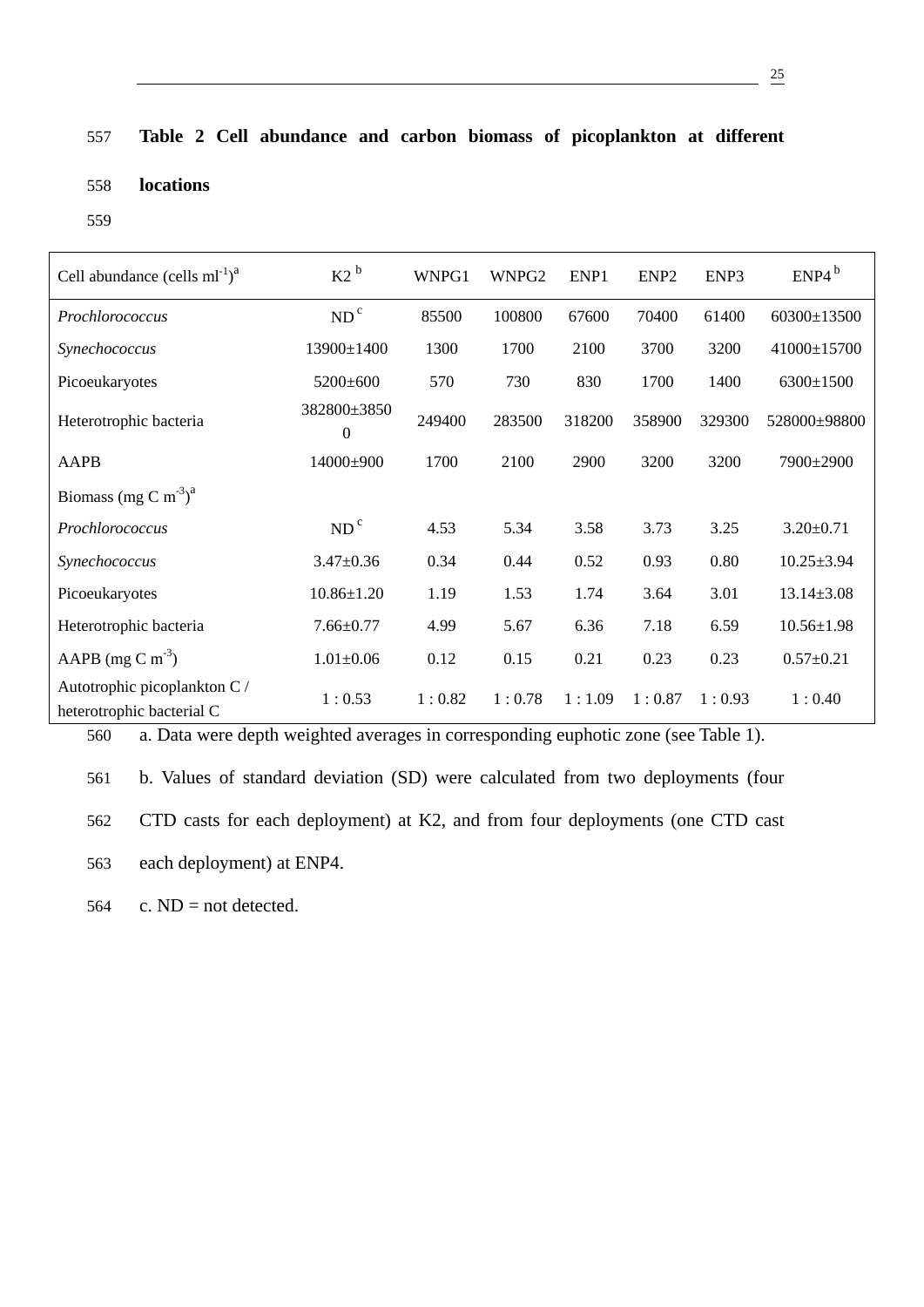**Table 2 Cell abundance and carbon biomass of picoplankton at different locations**

| Cell abundance (cells ml$^{-1}$)[a] | K2 [b] | WNPG1 | WNPG2 | ENP1 | ENP2 | ENP3 | ENP4 [b] |
|---|---|---|---|---|---|---|---|
| *Prochlorococcus* | ND [c] | 85500 | 100800 | 67600 | 70400 | 61400 | 60300±13500 |
| *Synechococcus* | 13900±1400 | 1300 | 1700 | 2100 | 3700 | 3200 | 41000±15700 |
| Picoeukaryotes | 5200±600 | 570 | 730 | 830 | 1700 | 1400 | 6300±1500 |
| Heterotrophic bacteria | 382800±38500 | 249400 | 283500 | 318200 | 358900 | 329300 | 528000±98800 |
| AAPB | 14000±900 | 1700 | 2100 | 2900 | 3200 | 3200 | 7900±2900 |
| Biomass (mg C m$^{-3}$)[a] | | | | | | | |
| *Prochlorococcus* | ND [c] | 4.53 | 5.34 | 3.58 | 3.73 | 3.25 | 3.20±0.71 |
| *Synechococcus* | 3.47±0.36 | 0.34 | 0.44 | 0.52 | 0.93 | 0.80 | 10.25±3.94 |
| Picoeukaryotes | 10.86±1.20 | 1.19 | 1.53 | 1.74 | 3.64 | 3.01 | 13.14±3.08 |
| Heterotrophic bacteria | 7.66±0.77 | 4.99 | 5.67 | 6.36 | 7.18 | 6.59 | 10.56±1.98 |
| AAPB (mg C m$^{-3}$) | 1.01±0.06 | 0.12 | 0.15 | 0.21 | 0.23 | 0.23 | 0.57±0.21 |
| Autotrophic picoplankton C / heterotrophic bacterial C | 1 : 0.53 | 1 : 0.82 | 1 : 0.78 | 1 : 1.09 | 1 : 0.87 | 1 : 0.93 | 1 : 0.40 |

a. Data were depth weighted averages in corresponding euphotic zone (see Table 1).

b. Values of standard deviation (SD) were calculated from two deployments (four CTD casts for each deployment) at K2, and from four deployments (one CTD cast each deployment) at ENP4.

c. ND = not detected.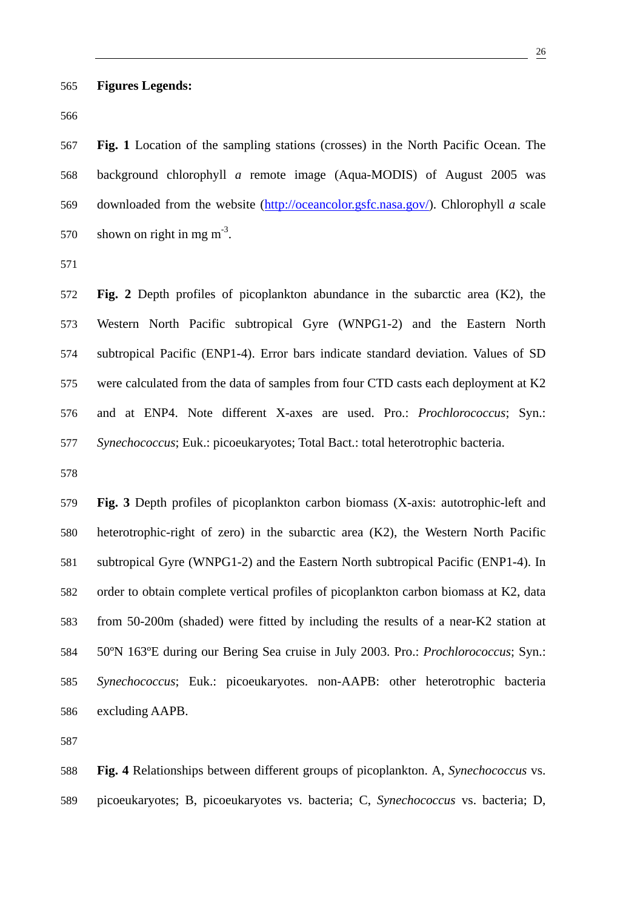**Figures Legends:**

**Fig. 1** Location of the sampling stations (crosses) in the North Pacific Ocean. The background chlorophyll *a* remote image (Aqua-MODIS) of August 2005 was downloaded from the website (http://oceancolor.gsfc.nasa.gov/). Chlorophyll *a* scale shown on right in mg $m^{-3}$.

**Fig. 2** Depth profiles of picoplankton abundance in the subarctic area (K2), the Western North Pacific subtropical Gyre (WNPG1-2) and the Eastern North subtropical Pacific (ENP1-4). Error bars indicate standard deviation. Values of SD were calculated from the data of samples from four CTD casts each deployment at K2 and at ENP4. Note different X-axes are used. Pro.: *Prochlorococcus*; Syn.: *Synechococcus*; Euk.: picoeukaryotes; Total Bact.: total heterotrophic bacteria.

**Fig. 3** Depth profiles of picoplankton carbon biomass (X-axis: autotrophic-left and heterotrophic-right of zero) in the subarctic area (K2), the Western North Pacific subtropical Gyre (WNPG1-2) and the Eastern North subtropical Pacific (ENP1-4). In order to obtain complete vertical profiles of picoplankton carbon biomass at K2, data from 50-200m (shaded) were fitted by including the results of a near-K2 station at 50ºN 163ºE during our Bering Sea cruise in July 2003. Pro.: *Prochlorococcus*; Syn.: *Synechococcus*; Euk.: picoeukaryotes. non-AAPB: other heterotrophic bacteria excluding AAPB.

**Fig. 4** Relationships between different groups of picoplankton. A, *Synechococcus* vs. picoeukaryotes; B, picoeukaryotes vs. bacteria; C, *Synechococcus* vs. bacteria; D,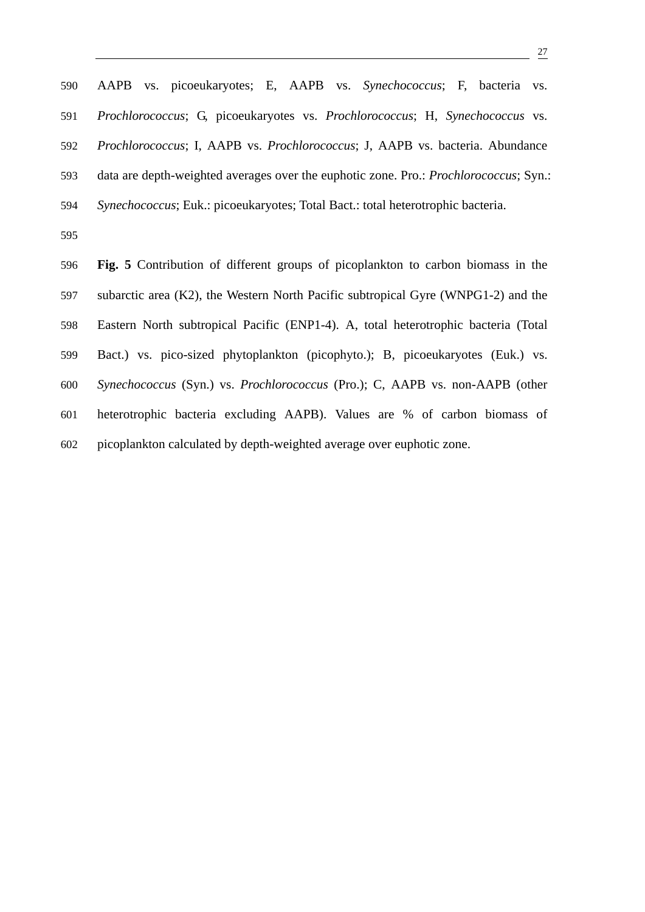AAPB vs. picoeukaryotes; E, AAPB vs. *Synechococcus*; F, bacteria vs. *Prochlorococcus*; G, picoeukaryotes vs. *Prochlorococcus*; H, *Synechococcus* vs. *Prochlorococcus*; I, AAPB vs. *Prochlorococcus*; J, AAPB vs. bacteria. Abundance data are depth-weighted averages over the euphotic zone. Pro.: *Prochlorococcus*; Syn.: *Synechococcus*; Euk.: picoeukaryotes; Total Bact.: total heterotrophic bacteria.

**Fig. 5** Contribution of different groups of picoplankton to carbon biomass in the subarctic area (K2), the Western North Pacific subtropical Gyre (WNPG1-2) and the Eastern North subtropical Pacific (ENP1-4). A, total heterotrophic bacteria (Total Bact.) vs. pico-sized phytoplankton (picophyto.); B, picoeukaryotes (Euk.) vs. *Synechococcus* (Syn.) vs. *Prochlorococcus* (Pro.); C, AAPB vs. non-AAPB (other heterotrophic bacteria excluding AAPB). Values are % of carbon biomass of picoplankton calculated by depth-weighted average over euphotic zone.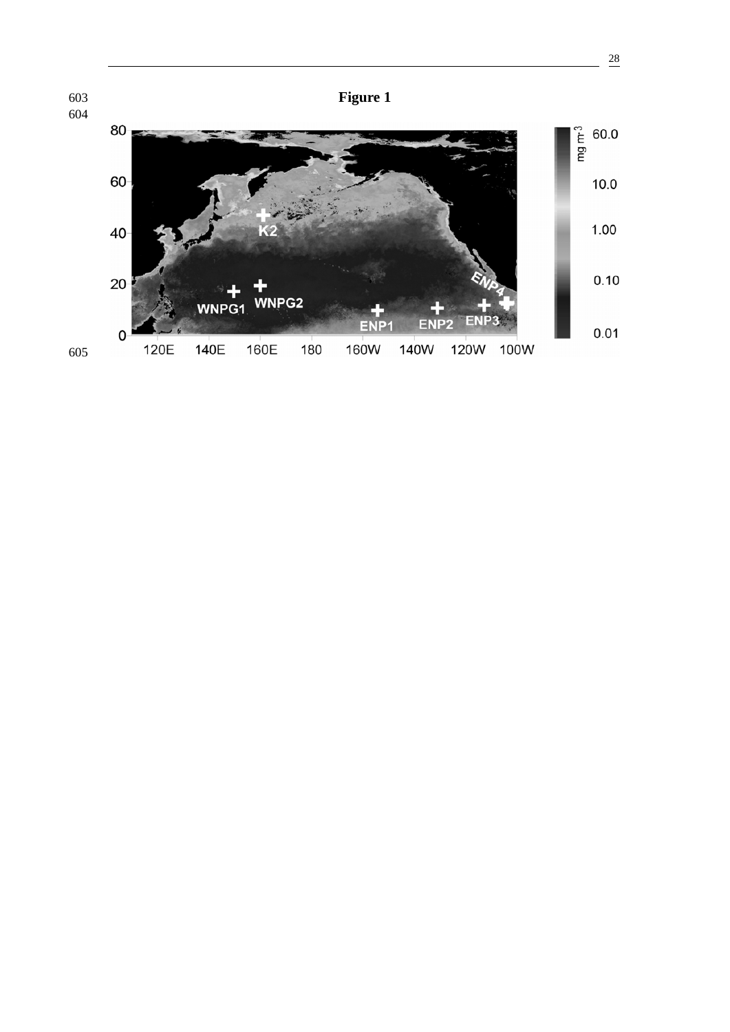**Figure 1**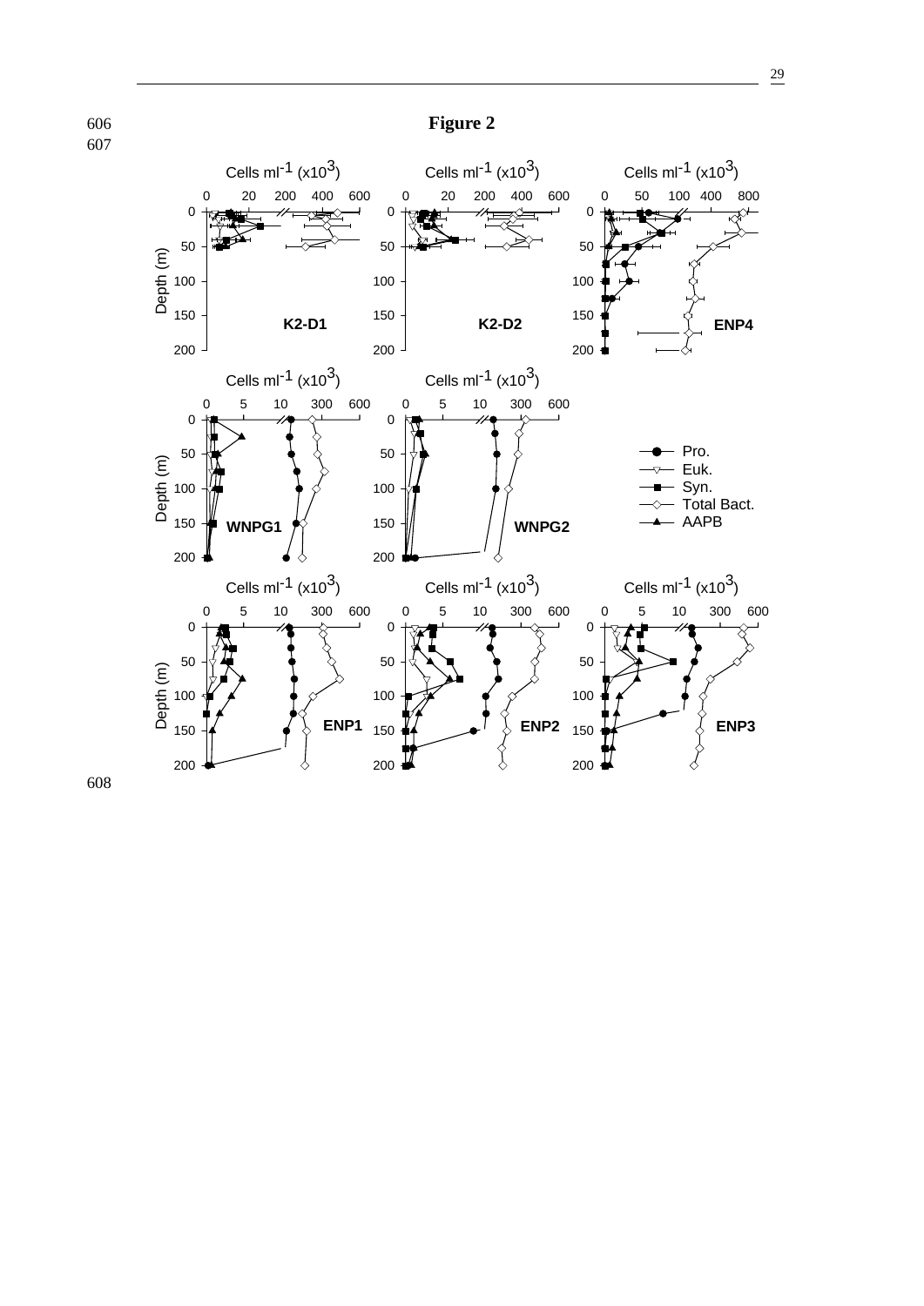**Figure 2**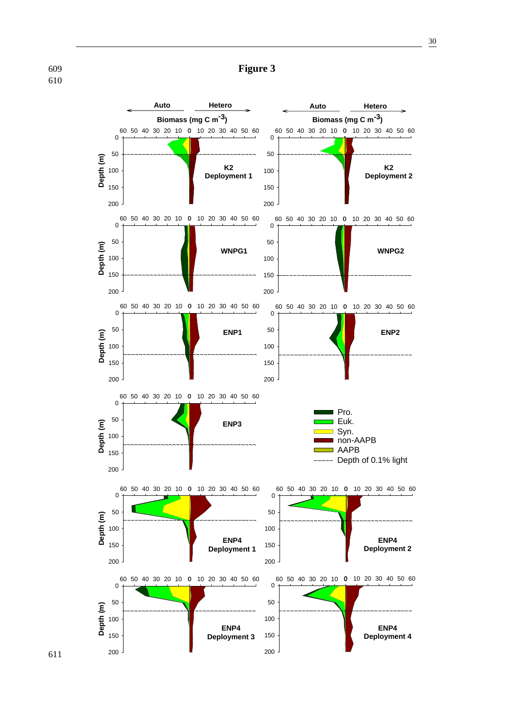# Figure 3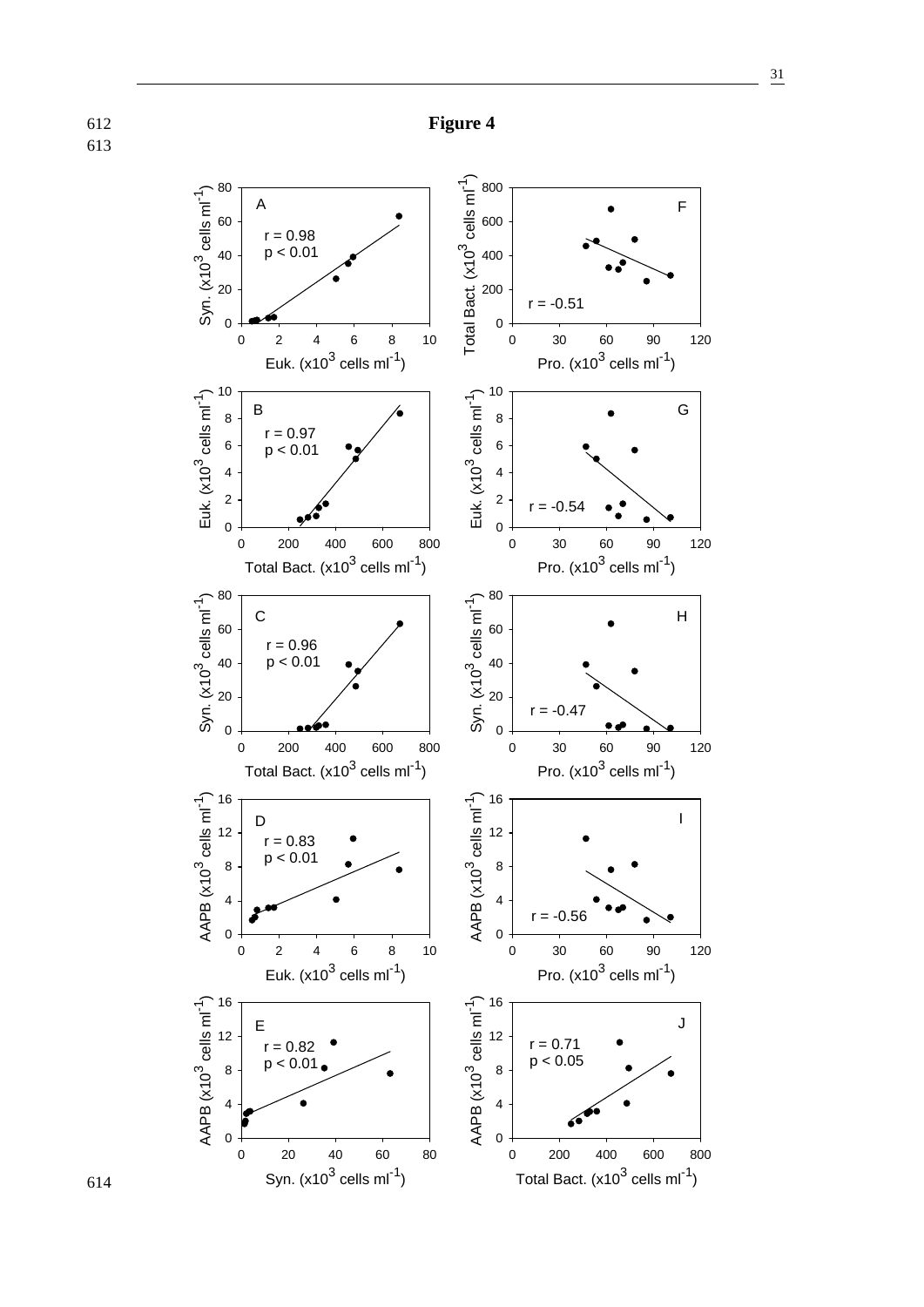**Figure 4**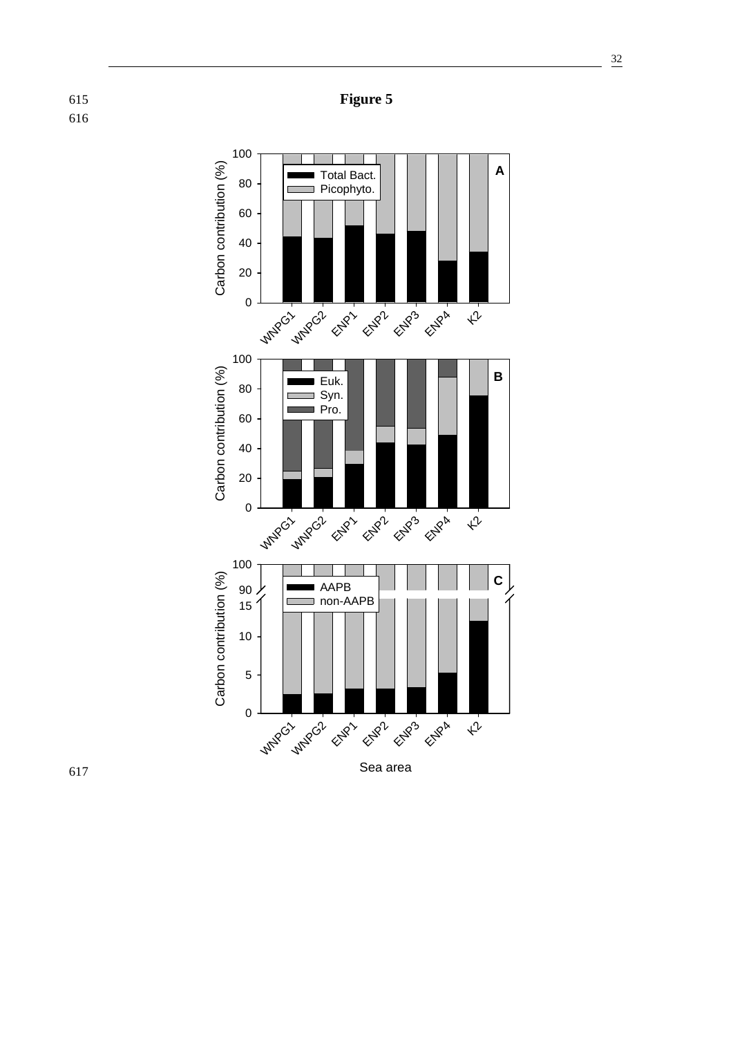**Figure 5**

A

Carbon contribution (%)

100
80
60
40
20
0

Total Bact.
Picophyto.

WNPG1 WNPG2 ENP1 ENP2 ENP3 ENP4 K2

B

Carbon contribution (%)

100
80
60
40
20
0

Euk.
Syn.
Pro.

WNPG1 WNPG2 ENP1 ENP2 ENP3 ENP4 K2

C

Carbon contribution (%)

100
90
15
10
5
0

AAPB
non-AAPB

WNPG1 WNPG2 ENP1 ENP2 ENP3 ENP4 K2

Sea area